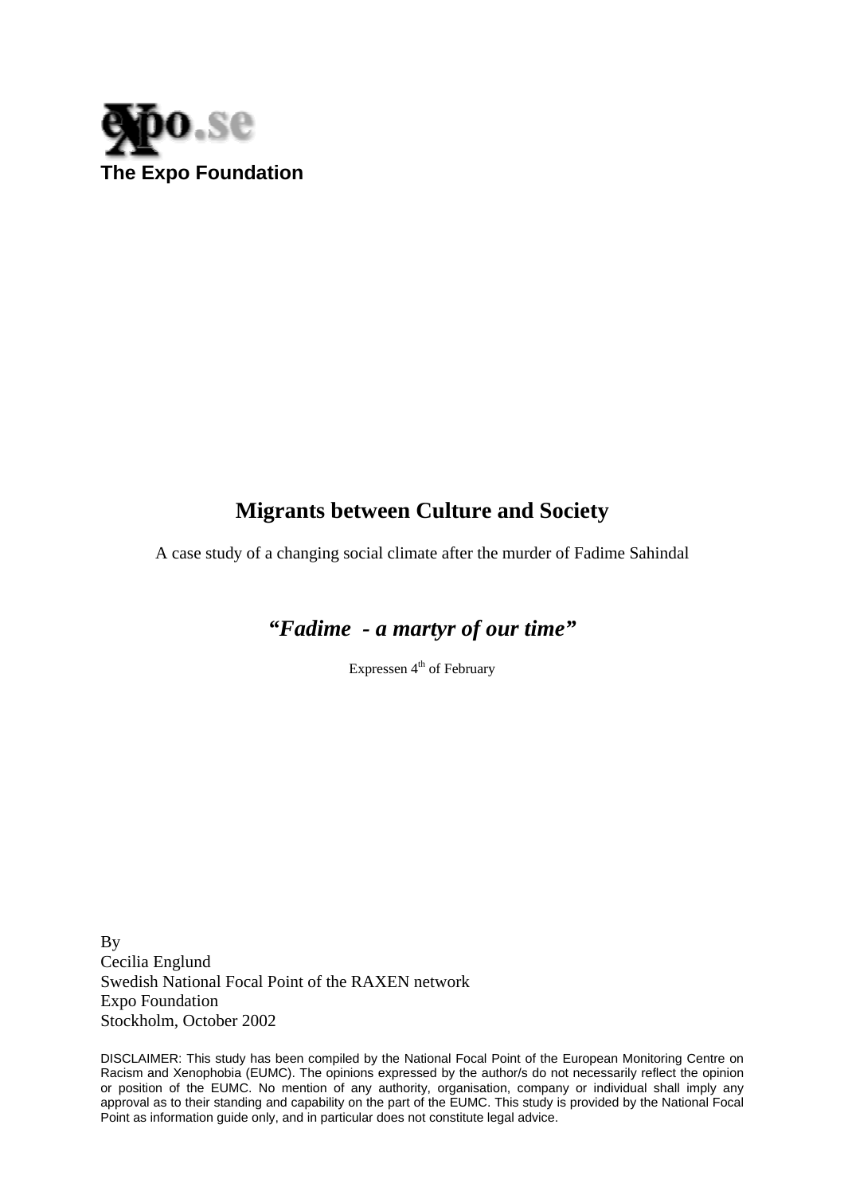expo.se

**The Expo Foundation**

# Migrants between Culture and Society

A case study of a changing social climate after the murder of Fadime Sahindal

***"Fadime - a martyr of our time"***

Expressen 4th of February

By
Cecilia Englund
Swedish National Focal Point of the RAXEN network
Expo Foundation
Stockholm, October 2002

DISCLAIMER: This study has been compiled by the National Focal Point of the European Monitoring Centre on Racism and Xenophobia (EUMC). The opinions expressed by the author/s do not necessarily reflect the opinion or position of the EUMC. No mention of any authority, organisation, company or individual shall imply any approval as to their standing and capability on the part of the EUMC. This study is provided by the National Focal Point as information guide only, and in particular does not constitute legal advice.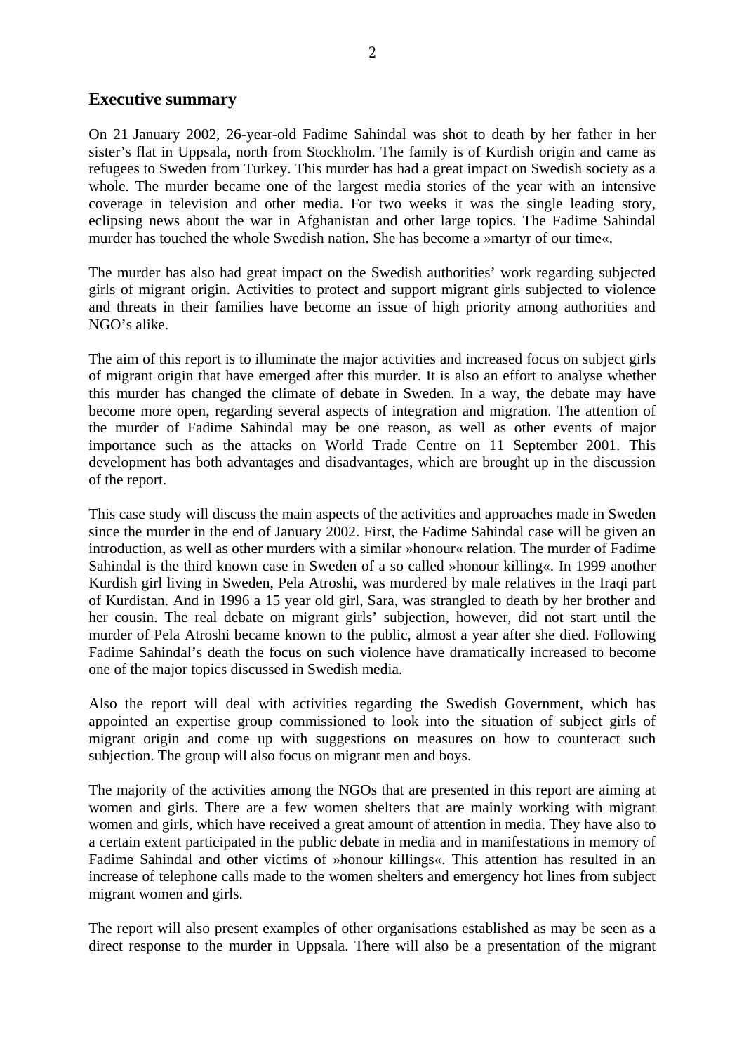## Executive summary

On 21 January 2002, 26-year-old Fadime Sahindal was shot to death by her father in her sister's flat in Uppsala, north from Stockholm. The family is of Kurdish origin and came as refugees to Sweden from Turkey. This murder has had a great impact on Swedish society as a whole. The murder became one of the largest media stories of the year with an intensive coverage in television and other media. For two weeks it was the single leading story, eclipsing news about the war in Afghanistan and other large topics. The Fadime Sahindal murder has touched the whole Swedish nation. She has become a »martyr of our time«.

The murder has also had great impact on the Swedish authorities' work regarding subjected girls of migrant origin. Activities to protect and support migrant girls subjected to violence and threats in their families have become an issue of high priority among authorities and NGO's alike.

The aim of this report is to illuminate the major activities and increased focus on subject girls of migrant origin that have emerged after this murder. It is also an effort to analyse whether this murder has changed the climate of debate in Sweden. In a way, the debate may have become more open, regarding several aspects of integration and migration. The attention of the murder of Fadime Sahindal may be one reason, as well as other events of major importance such as the attacks on World Trade Centre on 11 September 2001. This development has both advantages and disadvantages, which are brought up in the discussion of the report.

This case study will discuss the main aspects of the activities and approaches made in Sweden since the murder in the end of January 2002. First, the Fadime Sahindal case will be given an introduction, as well as other murders with a similar »honour« relation. The murder of Fadime Sahindal is the third known case in Sweden of a so called »honour killing«. In 1999 another Kurdish girl living in Sweden, Pela Atroshi, was murdered by male relatives in the Iraqi part of Kurdistan. And in 1996 a 15 year old girl, Sara, was strangled to death by her brother and her cousin. The real debate on migrant girls' subjection, however, did not start until the murder of Pela Atroshi became known to the public, almost a year after she died. Following Fadime Sahindal's death the focus on such violence have dramatically increased to become one of the major topics discussed in Swedish media.

Also the report will deal with activities regarding the Swedish Government, which has appointed an expertise group commissioned to look into the situation of subject girls of migrant origin and come up with suggestions on measures on how to counteract such subjection. The group will also focus on migrant men and boys.

The majority of the activities among the NGOs that are presented in this report are aiming at women and girls. There are a few women shelters that are mainly working with migrant women and girls, which have received a great amount of attention in media. They have also to a certain extent participated in the public debate in media and in manifestations in memory of Fadime Sahindal and other victims of »honour killings«. This attention has resulted in an increase of telephone calls made to the women shelters and emergency hot lines from subject migrant women and girls.

The report will also present examples of other organisations established as may be seen as a direct response to the murder in Uppsala. There will also be a presentation of the migrant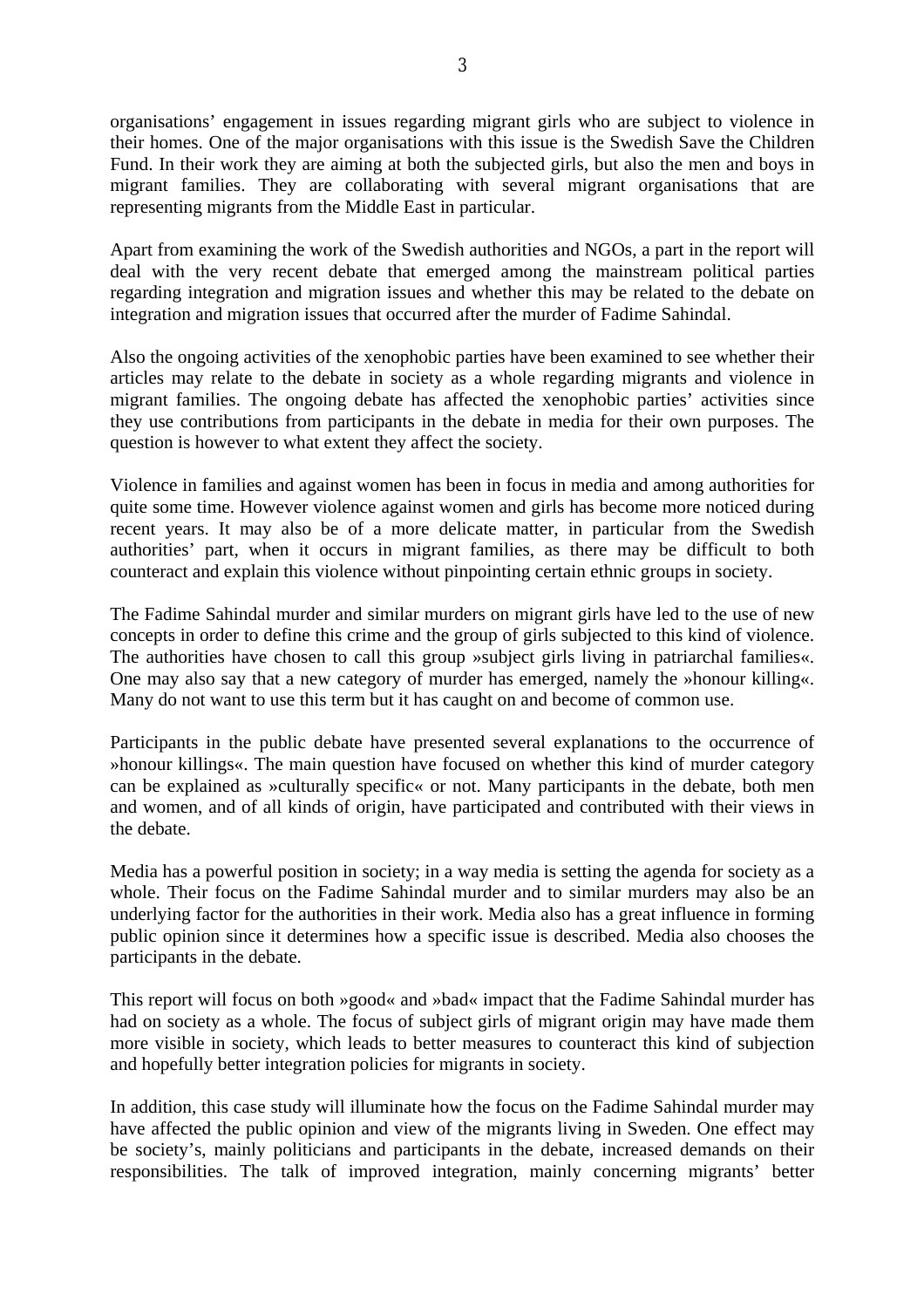organisations' engagement in issues regarding migrant girls who are subject to violence in their homes. One of the major organisations with this issue is the Swedish Save the Children Fund. In their work they are aiming at both the subjected girls, but also the men and boys in migrant families. They are collaborating with several migrant organisations that are representing migrants from the Middle East in particular.

Apart from examining the work of the Swedish authorities and NGOs, a part in the report will deal with the very recent debate that emerged among the mainstream political parties regarding integration and migration issues and whether this may be related to the debate on integration and migration issues that occurred after the murder of Fadime Sahindal.

Also the ongoing activities of the xenophobic parties have been examined to see whether their articles may relate to the debate in society as a whole regarding migrants and violence in migrant families. The ongoing debate has affected the xenophobic parties' activities since they use contributions from participants in the debate in media for their own purposes. The question is however to what extent they affect the society.

Violence in families and against women has been in focus in media and among authorities for quite some time. However violence against women and girls has become more noticed during recent years. It may also be of a more delicate matter, in particular from the Swedish authorities' part, when it occurs in migrant families, as there may be difficult to both counteract and explain this violence without pinpointing certain ethnic groups in society.

The Fadime Sahindal murder and similar murders on migrant girls have led to the use of new concepts in order to define this crime and the group of girls subjected to this kind of violence. The authorities have chosen to call this group »subject girls living in patriarchal families«. One may also say that a new category of murder has emerged, namely the »honour killing«. Many do not want to use this term but it has caught on and become of common use.

Participants in the public debate have presented several explanations to the occurrence of »honour killings«. The main question have focused on whether this kind of murder category can be explained as »culturally specific« or not. Many participants in the debate, both men and women, and of all kinds of origin, have participated and contributed with their views in the debate.

Media has a powerful position in society; in a way media is setting the agenda for society as a whole. Their focus on the Fadime Sahindal murder and to similar murders may also be an underlying factor for the authorities in their work. Media also has a great influence in forming public opinion since it determines how a specific issue is described. Media also chooses the participants in the debate.

This report will focus on both »good« and »bad« impact that the Fadime Sahindal murder has had on society as a whole. The focus of subject girls of migrant origin may have made them more visible in society, which leads to better measures to counteract this kind of subjection and hopefully better integration policies for migrants in society.

In addition, this case study will illuminate how the focus on the Fadime Sahindal murder may have affected the public opinion and view of the migrants living in Sweden. One effect may be society's, mainly politicians and participants in the debate, increased demands on their responsibilities. The talk of improved integration, mainly concerning migrants' better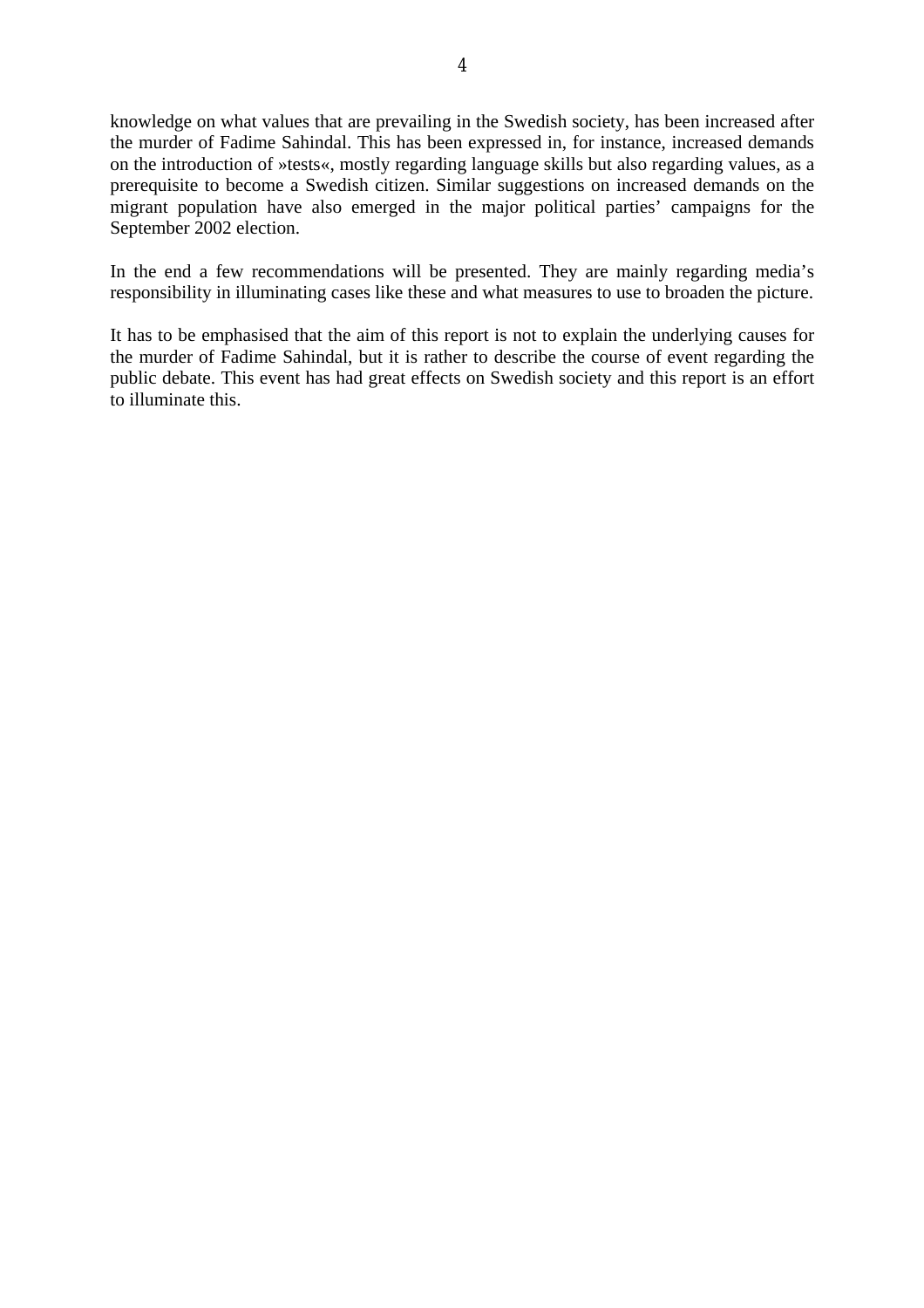knowledge on what values that are prevailing in the Swedish society, has been increased after the murder of Fadime Sahindal. This has been expressed in, for instance, increased demands on the introduction of »tests«, mostly regarding language skills but also regarding values, as a prerequisite to become a Swedish citizen. Similar suggestions on increased demands on the migrant population have also emerged in the major political parties' campaigns for the September 2002 election.

In the end a few recommendations will be presented. They are mainly regarding media's responsibility in illuminating cases like these and what measures to use to broaden the picture.

It has to be emphasised that the aim of this report is not to explain the underlying causes for the murder of Fadime Sahindal, but it is rather to describe the course of event regarding the public debate. This event has had great effects on Swedish society and this report is an effort to illuminate this.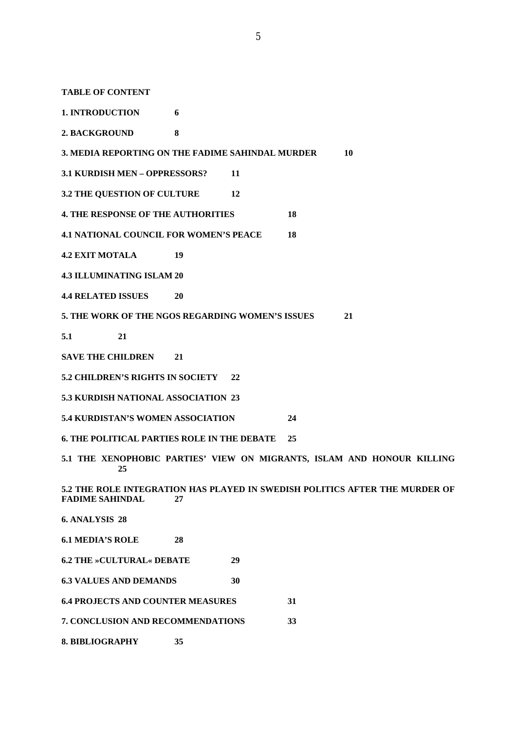**TABLE OF CONTENT**

**1. INTRODUCTION 6**

**2. BACKGROUND 8**

**3. MEDIA REPORTING ON THE FADIME SAHINDAL MURDER 10**

**3.1 KURDISH MEN – OPPRESSORS? 11**

**3.2 THE QUESTION OF CULTURE 12**

**4. THE RESPONSE OF THE AUTHORITIES 18**

**4.1 NATIONAL COUNCIL FOR WOMEN'S PEACE 18**

**4.2 EXIT MOTALA 19**

**4.3 ILLUMINATING ISLAM 20**

**4.4 RELATED ISSUES 20**

**5. THE WORK OF THE NGOS REGARDING WOMEN'S ISSUES 21**

**5.1 21**

**SAVE THE CHILDREN 21**

**5.2 CHILDREN'S RIGHTS IN SOCIETY 22**

**5.3 KURDISH NATIONAL ASSOCIATION 23**

**5.4 KURDISTAN'S WOMEN ASSOCIATION 24**

**6. THE POLITICAL PARTIES ROLE IN THE DEBATE 25**

**5.1 THE XENOPHOBIC PARTIES' VIEW ON MIGRANTS, ISLAM AND HONOUR KILLING 25**

**5.2 THE ROLE INTEGRATION HAS PLAYED IN SWEDISH POLITICS AFTER THE MURDER OF FADIME SAHINDAL 27**

**6. ANALYSIS 28**

**6.1 MEDIA'S ROLE 28**

**6.2 THE »CULTURAL« DEBATE 29**

**6.3 VALUES AND DEMANDS 30**

**6.4 PROJECTS AND COUNTER MEASURES 31**

**7. CONCLUSION AND RECOMMENDATIONS 33**

**8. BIBLIOGRAPHY 35**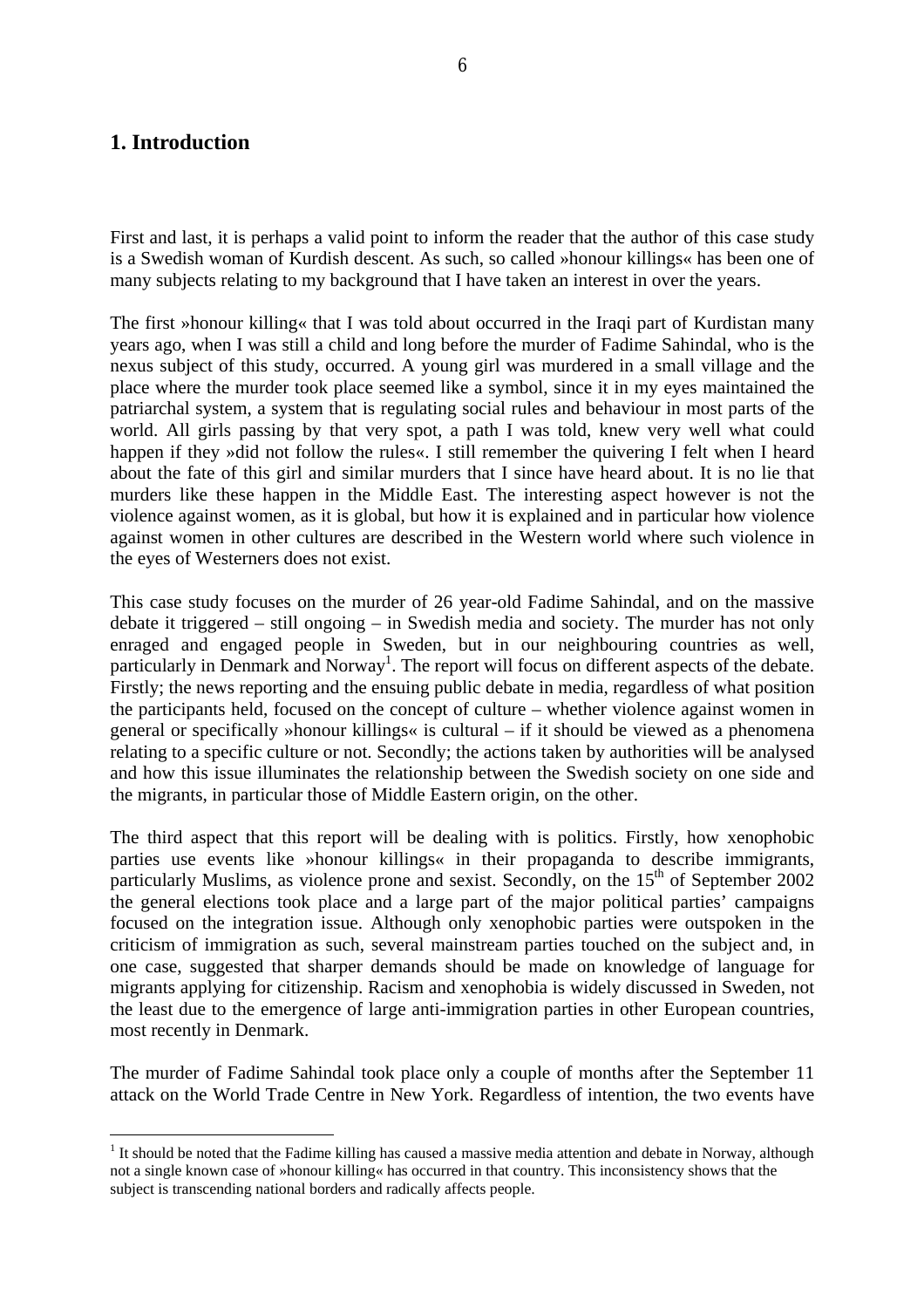## 1. Introduction

First and last, it is perhaps a valid point to inform the reader that the author of this case study is a Swedish woman of Kurdish descent. As such, so called »honour killings« has been one of many subjects relating to my background that I have taken an interest in over the years.

The first »honour killing« that I was told about occurred in the Iraqi part of Kurdistan many years ago, when I was still a child and long before the murder of Fadime Sahindal, who is the nexus subject of this study, occurred. A young girl was murdered in a small village and the place where the murder took place seemed like a symbol, since it in my eyes maintained the patriarchal system, a system that is regulating social rules and behaviour in most parts of the world. All girls passing by that very spot, a path I was told, knew very well what could happen if they »did not follow the rules«. I still remember the quivering I felt when I heard about the fate of this girl and similar murders that I since have heard about. It is no lie that murders like these happen in the Middle East. The interesting aspect however is not the violence against women, as it is global, but how it is explained and in particular how violence against women in other cultures are described in the Western world where such violence in the eyes of Westerners does not exist.

This case study focuses on the murder of 26 year-old Fadime Sahindal, and on the massive debate it triggered – still ongoing – in Swedish media and society. The murder has not only enraged and engaged people in Sweden, but in our neighbouring countries as well, particularly in Denmark and Norway[1]. The report will focus on different aspects of the debate. Firstly; the news reporting and the ensuing public debate in media, regardless of what position the participants held, focused on the concept of culture – whether violence against women in general or specifically »honour killings« is cultural – if it should be viewed as a phenomena relating to a specific culture or not. Secondly; the actions taken by authorities will be analysed and how this issue illuminates the relationship between the Swedish society on one side and the migrants, in particular those of Middle Eastern origin, on the other.

The third aspect that this report will be dealing with is politics. Firstly, how xenophobic parties use events like »honour killings« in their propaganda to describe immigrants, particularly Muslims, as violence prone and sexist. Secondly, on the 15th of September 2002 the general elections took place and a large part of the major political parties' campaigns focused on the integration issue. Although only xenophobic parties were outspoken in the criticism of immigration as such, several mainstream parties touched on the subject and, in one case, suggested that sharper demands should be made on knowledge of language for migrants applying for citizenship. Racism and xenophobia is widely discussed in Sweden, not the least due to the emergence of large anti-immigration parties in other European countries, most recently in Denmark.

The murder of Fadime Sahindal took place only a couple of months after the September 11 attack on the World Trade Centre in New York. Regardless of intention, the two events have

[1] It should be noted that the Fadime killing has caused a massive media attention and debate in Norway, although not a single known case of »honour killing« has occurred in that country. This inconsistency shows that the subject is transcending national borders and radically affects people.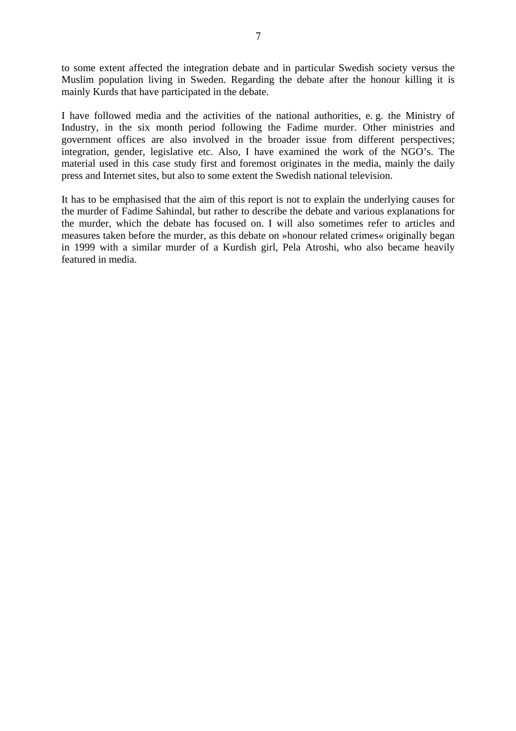to some extent affected the integration debate and in particular Swedish society versus the Muslim population living in Sweden. Regarding the debate after the honour killing it is mainly Kurds that have participated in the debate.

I have followed media and the activities of the national authorities, e. g. the Ministry of Industry, in the six month period following the Fadime murder. Other ministries and government offices are also involved in the broader issue from different perspectives; integration, gender, legislative etc. Also, I have examined the work of the NGO's. The material used in this case study first and foremost originates in the media, mainly the daily press and Internet sites, but also to some extent the Swedish national television.

It has to be emphasised that the aim of this report is not to explain the underlying causes for the murder of Fadime Sahindal, but rather to describe the debate and various explanations for the murder, which the debate has focused on. I will also sometimes refer to articles and measures taken before the murder, as this debate on »honour related crimes« originally began in 1999 with a similar murder of a Kurdish girl, Pela Atroshi, who also became heavily featured in media.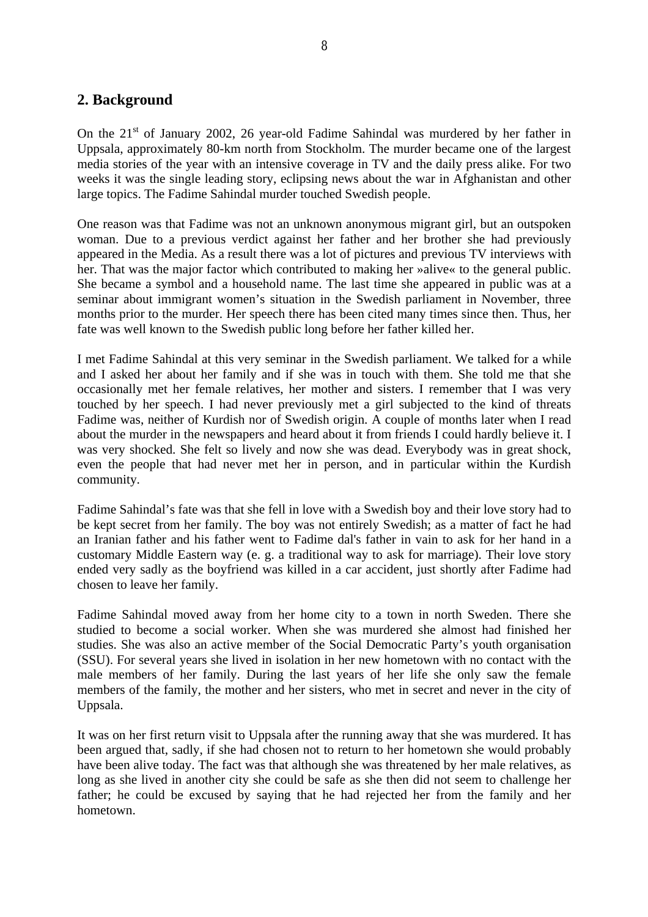## 2. Background

On the 21st of January 2002, 26 year-old Fadime Sahindal was murdered by her father in Uppsala, approximately 80-km north from Stockholm. The murder became one of the largest media stories of the year with an intensive coverage in TV and the daily press alike. For two weeks it was the single leading story, eclipsing news about the war in Afghanistan and other large topics. The Fadime Sahindal murder touched Swedish people.

One reason was that Fadime was not an unknown anonymous migrant girl, but an outspoken woman. Due to a previous verdict against her father and her brother she had previously appeared in the Media. As a result there was a lot of pictures and previous TV interviews with her. That was the major factor which contributed to making her »alive« to the general public. She became a symbol and a household name. The last time she appeared in public was at a seminar about immigrant women's situation in the Swedish parliament in November, three months prior to the murder. Her speech there has been cited many times since then. Thus, her fate was well known to the Swedish public long before her father killed her.

I met Fadime Sahindal at this very seminar in the Swedish parliament. We talked for a while and I asked her about her family and if she was in touch with them. She told me that she occasionally met her female relatives, her mother and sisters. I remember that I was very touched by her speech. I had never previously met a girl subjected to the kind of threats Fadime was, neither of Kurdish nor of Swedish origin. A couple of months later when I read about the murder in the newspapers and heard about it from friends I could hardly believe it. I was very shocked. She felt so lively and now she was dead. Everybody was in great shock, even the people that had never met her in person, and in particular within the Kurdish community.

Fadime Sahindal's fate was that she fell in love with a Swedish boy and their love story had to be kept secret from her family. The boy was not entirely Swedish; as a matter of fact he had an Iranian father and his father went to Fadime dal's father in vain to ask for her hand in a customary Middle Eastern way (e. g. a traditional way to ask for marriage). Their love story ended very sadly as the boyfriend was killed in a car accident, just shortly after Fadime had chosen to leave her family.

Fadime Sahindal moved away from her home city to a town in north Sweden. There she studied to become a social worker. When she was murdered she almost had finished her studies. She was also an active member of the Social Democratic Party's youth organisation (SSU). For several years she lived in isolation in her new hometown with no contact with the male members of her family. During the last years of her life she only saw the female members of the family, the mother and her sisters, who met in secret and never in the city of Uppsala.

It was on her first return visit to Uppsala after the running away that she was murdered. It has been argued that, sadly, if she had chosen not to return to her hometown she would probably have been alive today. The fact was that although she was threatened by her male relatives, as long as she lived in another city she could be safe as she then did not seem to challenge her father; he could be excused by saying that he had rejected her from the family and her hometown.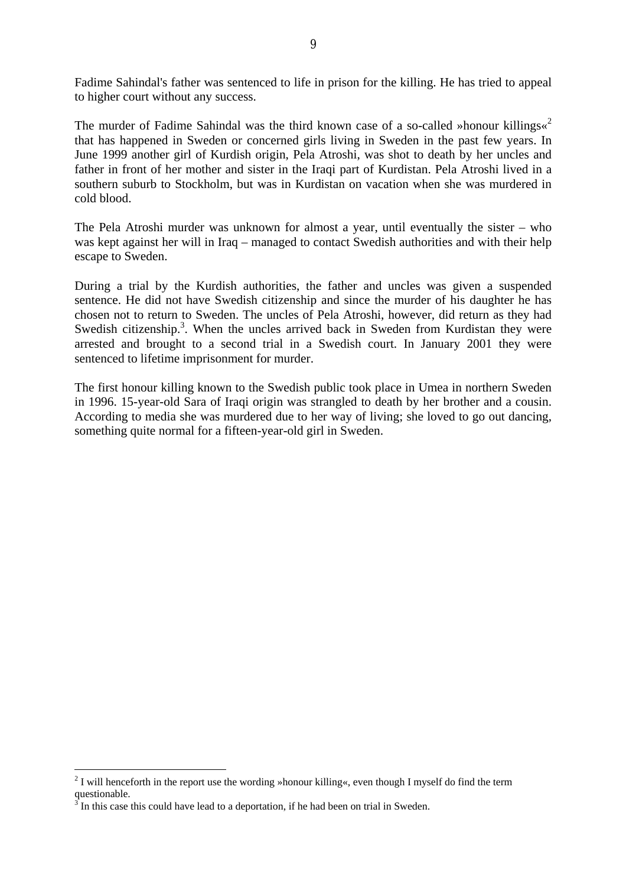Fadime Sahindal's father was sentenced to life in prison for the killing. He has tried to appeal to higher court without any success.

The murder of Fadime Sahindal was the third known case of a so-called »honour killings«[2] that has happened in Sweden or concerned girls living in Sweden in the past few years. In June 1999 another girl of Kurdish origin, Pela Atroshi, was shot to death by her uncles and father in front of her mother and sister in the Iraqi part of Kurdistan. Pela Atroshi lived in a southern suburb to Stockholm, but was in Kurdistan on vacation when she was murdered in cold blood.

The Pela Atroshi murder was unknown for almost a year, until eventually the sister – who was kept against her will in Iraq – managed to contact Swedish authorities and with their help escape to Sweden.

During a trial by the Kurdish authorities, the father and uncles was given a suspended sentence. He did not have Swedish citizenship and since the murder of his daughter he has chosen not to return to Sweden. The uncles of Pela Atroshi, however, did return as they had Swedish citizenship.[3]. When the uncles arrived back in Sweden from Kurdistan they were arrested and brought to a second trial in a Swedish court. In January 2001 they were sentenced to lifetime imprisonment for murder.

The first honour killing known to the Swedish public took place in Umea in northern Sweden in 1996. 15-year-old Sara of Iraqi origin was strangled to death by her brother and a cousin. According to media she was murdered due to her way of living; she loved to go out dancing, something quite normal for a fifteen-year-old girl in Sweden.

---

[2] I will henceforth in the report use the wording »honour killing«, even though I myself do find the term questionable.

[3] In this case this could have lead to a deportation, if he had been on trial in Sweden.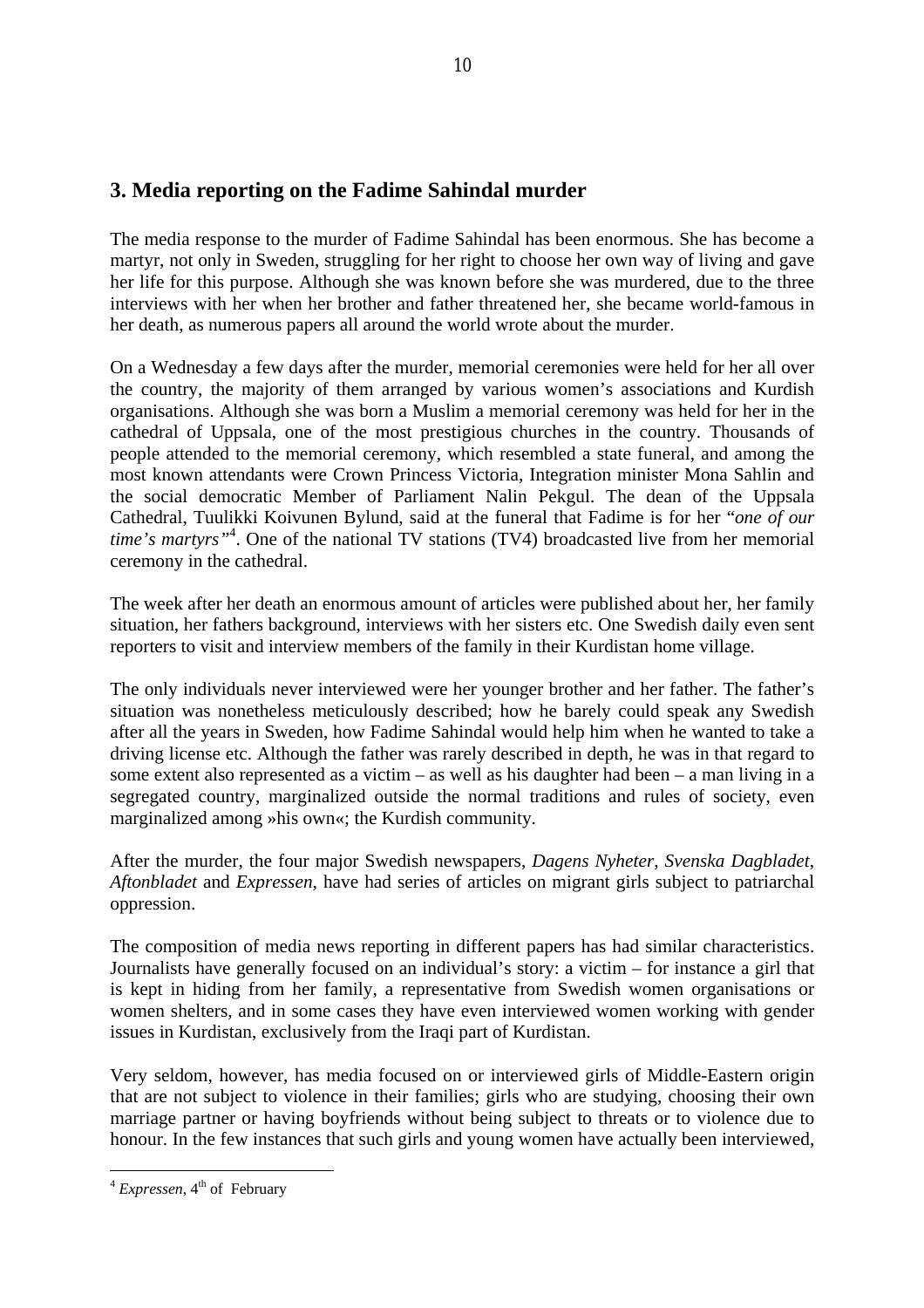## 3. Media reporting on the Fadime Sahindal murder

The media response to the murder of Fadime Sahindal has been enormous. She has become a martyr, not only in Sweden, struggling for her right to choose her own way of living and gave her life for this purpose. Although she was known before she was murdered, due to the three interviews with her when her brother and father threatened her, she became world-famous in her death, as numerous papers all around the world wrote about the murder.

On a Wednesday a few days after the murder, memorial ceremonies were held for her all over the country, the majority of them arranged by various women's associations and Kurdish organisations. Although she was born a Muslim a memorial ceremony was held for her in the cathedral of Uppsala, one of the most prestigious churches in the country. Thousands of people attended to the memorial ceremony, which resembled a state funeral, and among the most known attendants were Crown Princess Victoria, Integration minister Mona Sahlin and the social democratic Member of Parliament Nalin Pekgul. The dean of the Uppsala Cathedral, Tuulikki Koivunen Bylund, said at the funeral that Fadime is for her "*one of our time's martyrs*"[4]. One of the national TV stations (TV4) broadcasted live from her memorial ceremony in the cathedral.

The week after her death an enormous amount of articles were published about her, her family situation, her fathers background, interviews with her sisters etc. One Swedish daily even sent reporters to visit and interview members of the family in their Kurdistan home village.

The only individuals never interviewed were her younger brother and her father. The father's situation was nonetheless meticulously described; how he barely could speak any Swedish after all the years in Sweden, how Fadime Sahindal would help him when he wanted to take a driving license etc. Although the father was rarely described in depth, he was in that regard to some extent also represented as a victim – as well as his daughter had been – a man living in a segregated country, marginalized outside the normal traditions and rules of society, even marginalized among »his own«; the Kurdish community.

After the murder, the four major Swedish newspapers, *Dagens Nyheter*, *Svenska Dagbladet*, *Aftonbladet* and *Expressen*, have had series of articles on migrant girls subject to patriarchal oppression.

The composition of media news reporting in different papers has had similar characteristics. Journalists have generally focused on an individual's story: a victim – for instance a girl that is kept in hiding from her family, a representative from Swedish women organisations or women shelters, and in some cases they have even interviewed women working with gender issues in Kurdistan, exclusively from the Iraqi part of Kurdistan.

Very seldom, however, has media focused on or interviewed girls of Middle-Eastern origin that are not subject to violence in their families; girls who are studying, choosing their own marriage partner or having boyfriends without being subject to threats or to violence due to honour. In the few instances that such girls and young women have actually been interviewed,

---

[4] *Expressen*, 4th of February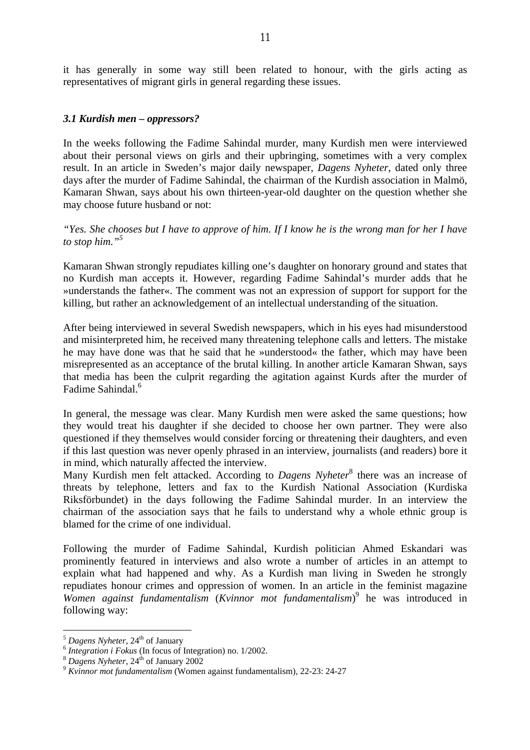it has generally in some way still been related to honour, with the girls acting as representatives of migrant girls in general regarding these issues.

### *3.1 Kurdish men – oppressors?*

In the weeks following the Fadime Sahindal murder, many Kurdish men were interviewed about their personal views on girls and their upbringing, sometimes with a very complex result. In an article in Sweden's major daily newspaper, *Dagens Nyheter*, dated only three days after the murder of Fadime Sahindal, the chairman of the Kurdish association in Malmö, Kamaran Shwan, says about his own thirteen-year-old daughter on the question whether she may choose future husband or not:

*"Yes. She chooses but I have to approve of him. If I know he is the wrong man for her I have to stop him."*[5]

Kamaran Shwan strongly repudiates killing one's daughter on honorary ground and states that no Kurdish man accepts it. However, regarding Fadime Sahindal's murder adds that he »understands the father«. The comment was not an expression of support for support for the killing, but rather an acknowledgement of an intellectual understanding of the situation.

After being interviewed in several Swedish newspapers, which in his eyes had misunderstood and misinterpreted him, he received many threatening telephone calls and letters. The mistake he may have done was that he said that he »understood« the father, which may have been misrepresented as an acceptance of the brutal killing. In another article Kamaran Shwan, says that media has been the culprit regarding the agitation against Kurds after the murder of Fadime Sahindal.[6]

In general, the message was clear. Many Kurdish men were asked the same questions; how they would treat his daughter if she decided to choose her own partner. They were also questioned if they themselves would consider forcing or threatening their daughters, and even if this last question was never openly phrased in an interview, journalists (and readers) bore it in mind, which naturally affected the interview.
Many Kurdish men felt attacked. According to *Dagens Nyheter*[8] there was an increase of threats by telephone, letters and fax to the Kurdish National Association (Kurdiska Riksförbundet) in the days following the Fadime Sahindal murder. In an interview the chairman of the association says that he fails to understand why a whole ethnic group is blamed for the crime of one individual.

Following the murder of Fadime Sahindal, Kurdish politician Ahmed Eskandari was prominently featured in interviews and also wrote a number of articles in an attempt to explain what had happened and why. As a Kurdish man living in Sweden he strongly repudiates honour crimes and oppression of women. In an article in the feminist magazine *Women against fundamentalism* (*Kvinnor mot fundamentalism*)[9] he was introduced in following way:

---

[5] *Dagens Nyheter*, 24th of January
[6] *Integration i Fokus* (In focus of Integration) no. 1/2002.
[8] *Dagens Nyheter*, 24th of January 2002
[9] *Kvinnor mot fundamentalism* (Women against fundamentalism), 22-23: 24-27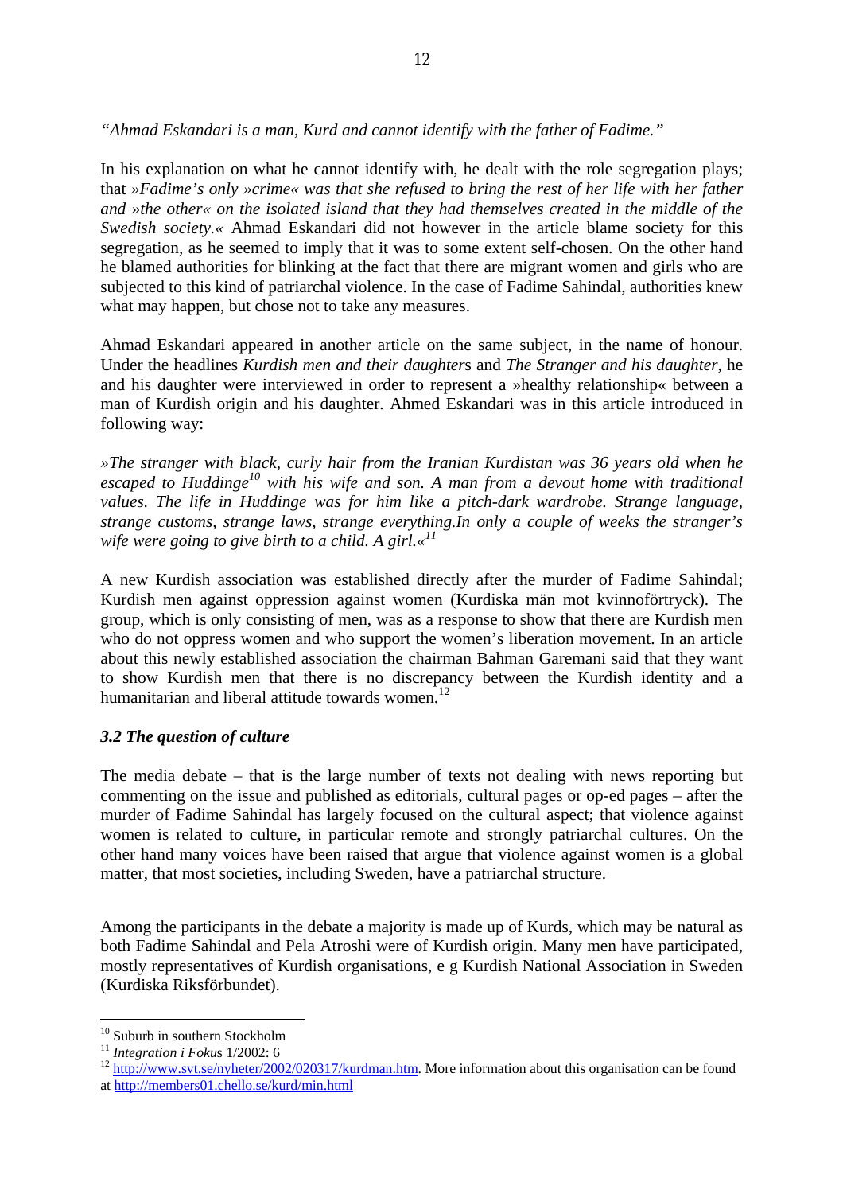*"Ahmad Eskandari is a man, Kurd and cannot identify with the father of Fadime."*

In his explanation on what he cannot identify with, he dealt with the role segregation plays; that *»Fadime's only »crime« was that she refused to bring the rest of her life with her father and »the other« on the isolated island that they had themselves created in the middle of the Swedish society.«* Ahmad Eskandari did not however in the article blame society for this segregation, as he seemed to imply that it was to some extent self-chosen. On the other hand he blamed authorities for blinking at the fact that there are migrant women and girls who are subjected to this kind of patriarchal violence. In the case of Fadime Sahindal, authorities knew what may happen, but chose not to take any measures.

Ahmad Eskandari appeared in another article on the same subject, in the name of honour. Under the headlines *Kurdish men and their daughter*s and *The Stranger and his daughter*, he and his daughter were interviewed in order to represent a »healthy relationship« between a man of Kurdish origin and his daughter. Ahmed Eskandari was in this article introduced in following way:

*»The stranger with black, curly hair from the Iranian Kurdistan was 36 years old when he escaped to Huddinge*[10] *with his wife and son. A man from a devout home with traditional values. The life in Huddinge was for him like a pitch-dark wardrobe. Strange language, strange customs, strange laws, strange everything.In only a couple of weeks the stranger's wife were going to give birth to a child. A girl.«*[11]

A new Kurdish association was established directly after the murder of Fadime Sahindal; Kurdish men against oppression against women (Kurdiska män mot kvinnoförtryck). The group, which is only consisting of men, was as a response to show that there are Kurdish men who do not oppress women and who support the women's liberation movement. In an article about this newly established association the chairman Bahman Garemani said that they want to show Kurdish men that there is no discrepancy between the Kurdish identity and a humanitarian and liberal attitude towards women.[12]

### *3.2 The question of culture*

The media debate – that is the large number of texts not dealing with news reporting but commenting on the issue and published as editorials, cultural pages or op-ed pages – after the murder of Fadime Sahindal has largely focused on the cultural aspect; that violence against women is related to culture, in particular remote and strongly patriarchal cultures. On the other hand many voices have been raised that argue that violence against women is a global matter, that most societies, including Sweden, have a patriarchal structure.

Among the participants in the debate a majority is made up of Kurds, which may be natural as both Fadime Sahindal and Pela Atroshi were of Kurdish origin. Many men have participated, mostly representatives of Kurdish organisations, e g Kurdish National Association in Sweden (Kurdiska Riksförbundet).

---

[10] Suburb in southern Stockholm

[11] *Integration i Fokus* 1/2002: 6

[12] http://www.svt.se/nyheter/2002/020317/kurdman.htm. More information about this organisation can be found at http://members01.chello.se/kurd/min.html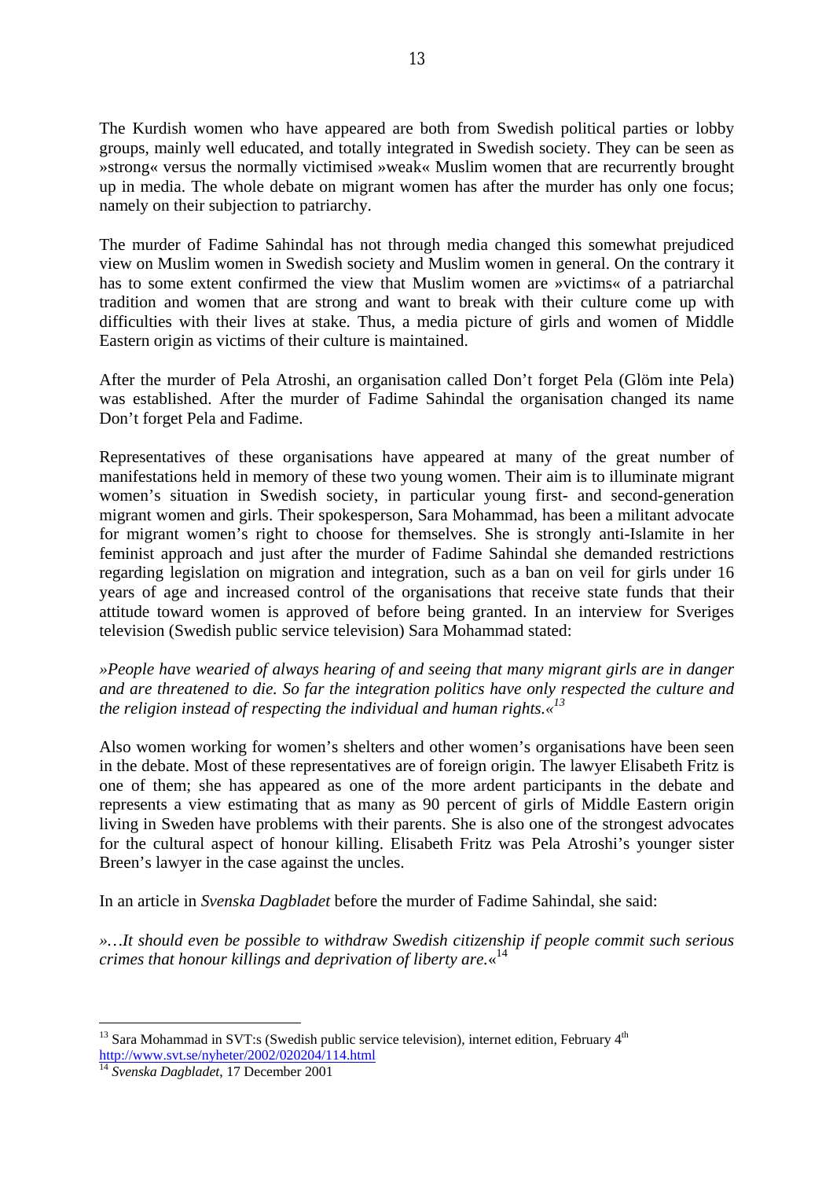The Kurdish women who have appeared are both from Swedish political parties or lobby groups, mainly well educated, and totally integrated in Swedish society. They can be seen as »strong« versus the normally victimised »weak« Muslim women that are recurrently brought up in media. The whole debate on migrant women has after the murder has only one focus; namely on their subjection to patriarchy.

The murder of Fadime Sahindal has not through media changed this somewhat prejudiced view on Muslim women in Swedish society and Muslim women in general. On the contrary it has to some extent confirmed the view that Muslim women are »victims« of a patriarchal tradition and women that are strong and want to break with their culture come up with difficulties with their lives at stake. Thus, a media picture of girls and women of Middle Eastern origin as victims of their culture is maintained.

After the murder of Pela Atroshi, an organisation called Don't forget Pela (Glöm inte Pela) was established. After the murder of Fadime Sahindal the organisation changed its name Don't forget Pela and Fadime.

Representatives of these organisations have appeared at many of the great number of manifestations held in memory of these two young women. Their aim is to illuminate migrant women's situation in Swedish society, in particular young first- and second-generation migrant women and girls. Their spokesperson, Sara Mohammad, has been a militant advocate for migrant women's right to choose for themselves. She is strongly anti-Islamite in her feminist approach and just after the murder of Fadime Sahindal she demanded restrictions regarding legislation on migration and integration, such as a ban on veil for girls under 16 years of age and increased control of the organisations that receive state funds that their attitude toward women is approved of before being granted. In an interview for Sveriges television (Swedish public service television) Sara Mohammad stated:

*»People have wearied of always hearing of and seeing that many migrant girls are in danger and are threatened to die. So far the integration politics have only respected the culture and the religion instead of respecting the individual and human rights.«*[13]

Also women working for women's shelters and other women's organisations have been seen in the debate. Most of these representatives are of foreign origin. The lawyer Elisabeth Fritz is one of them; she has appeared as one of the more ardent participants in the debate and represents a view estimating that as many as 90 percent of girls of Middle Eastern origin living in Sweden have problems with their parents. She is also one of the strongest advocates for the cultural aspect of honour killing. Elisabeth Fritz was Pela Atroshi's younger sister Breen's lawyer in the case against the uncles.

In an article in *Svenska Dagbladet* before the murder of Fadime Sahindal, she said:

*»…It should even be possible to withdraw Swedish citizenship if people commit such serious crimes that honour killings and deprivation of liberty are.«*[14]

---

[13] Sara Mohammad in SVT:s (Swedish public service television), internet edition, February 4th http://www.svt.se/nyheter/2002/020204/114.html

[14] *Svenska Dagbladet*, 17 December 2001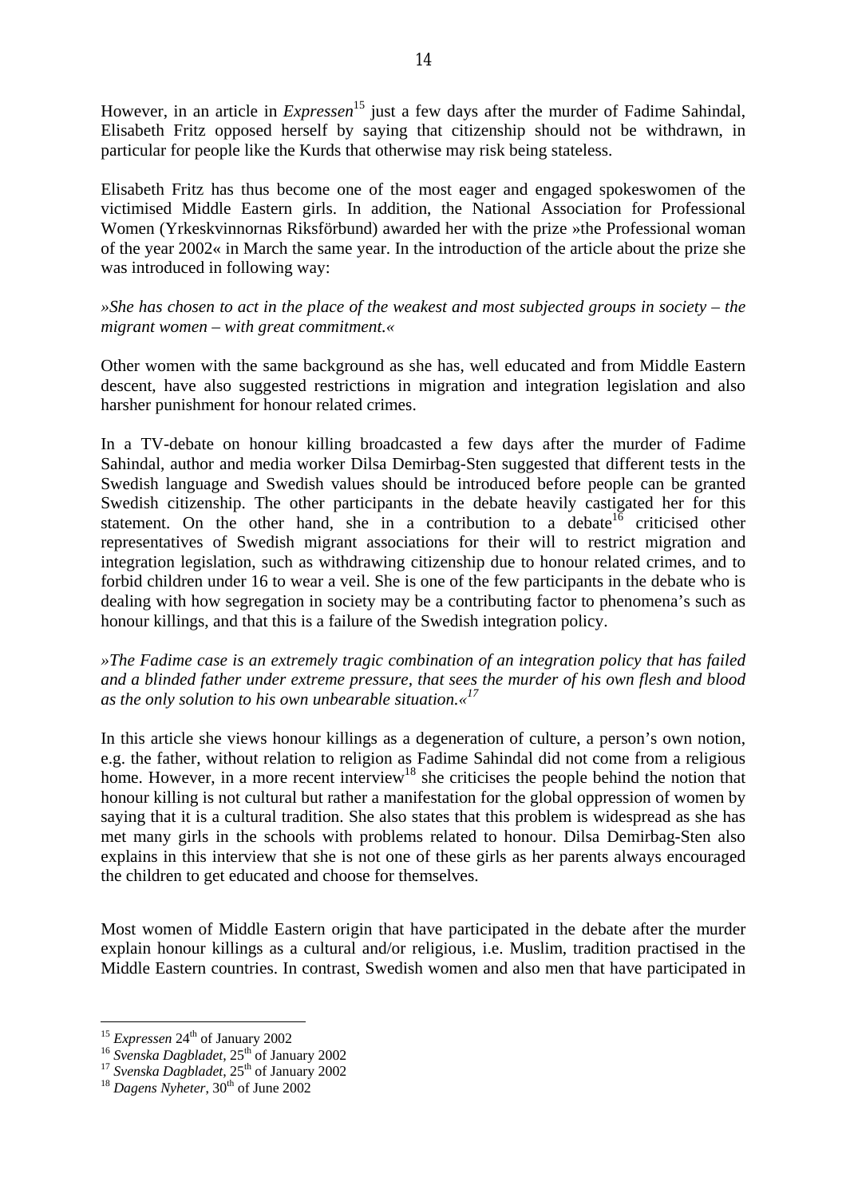However, in an article in *Expressen*[15] just a few days after the murder of Fadime Sahindal, Elisabeth Fritz opposed herself by saying that citizenship should not be withdrawn, in particular for people like the Kurds that otherwise may risk being stateless.

Elisabeth Fritz has thus become one of the most eager and engaged spokeswomen of the victimised Middle Eastern girls. In addition, the National Association for Professional Women (Yrkeskvinnornas Riksförbund) awarded her with the prize »the Professional woman of the year 2002« in March the same year. In the introduction of the article about the prize she was introduced in following way:

*»She has chosen to act in the place of the weakest and most subjected groups in society – the migrant women – with great commitment.«*

Other women with the same background as she has, well educated and from Middle Eastern descent, have also suggested restrictions in migration and integration legislation and also harsher punishment for honour related crimes.

In a TV-debate on honour killing broadcasted a few days after the murder of Fadime Sahindal, author and media worker Dilsa Demirbag-Sten suggested that different tests in the Swedish language and Swedish values should be introduced before people can be granted Swedish citizenship. The other participants in the debate heavily castigated her for this statement. On the other hand, she in a contribution to a debate[16] criticised other representatives of Swedish migrant associations for their will to restrict migration and integration legislation, such as withdrawing citizenship due to honour related crimes, and to forbid children under 16 to wear a veil. She is one of the few participants in the debate who is dealing with how segregation in society may be a contributing factor to phenomena's such as honour killings, and that this is a failure of the Swedish integration policy.

*»The Fadime case is an extremely tragic combination of an integration policy that has failed and a blinded father under extreme pressure, that sees the murder of his own flesh and blood as the only solution to his own unbearable situation.«*[17]

In this article she views honour killings as a degeneration of culture, a person's own notion, e.g. the father, without relation to religion as Fadime Sahindal did not come from a religious home. However, in a more recent interview[18] she criticises the people behind the notion that honour killing is not cultural but rather a manifestation for the global oppression of women by saying that it is a cultural tradition. She also states that this problem is widespread as she has met many girls in the schools with problems related to honour. Dilsa Demirbag-Sten also explains in this interview that she is not one of these girls as her parents always encouraged the children to get educated and choose for themselves.

Most women of Middle Eastern origin that have participated in the debate after the murder explain honour killings as a cultural and/or religious, i.e. Muslim, tradition practised in the Middle Eastern countries. In contrast, Swedish women and also men that have participated in

---

[15] *Expressen* 24th of January 2002
[16] *Svenska Dagbladet*, 25th of January 2002
[17] *Svenska Dagbladet*, 25th of January 2002
[18] *Dagens Nyheter*, 30th of June 2002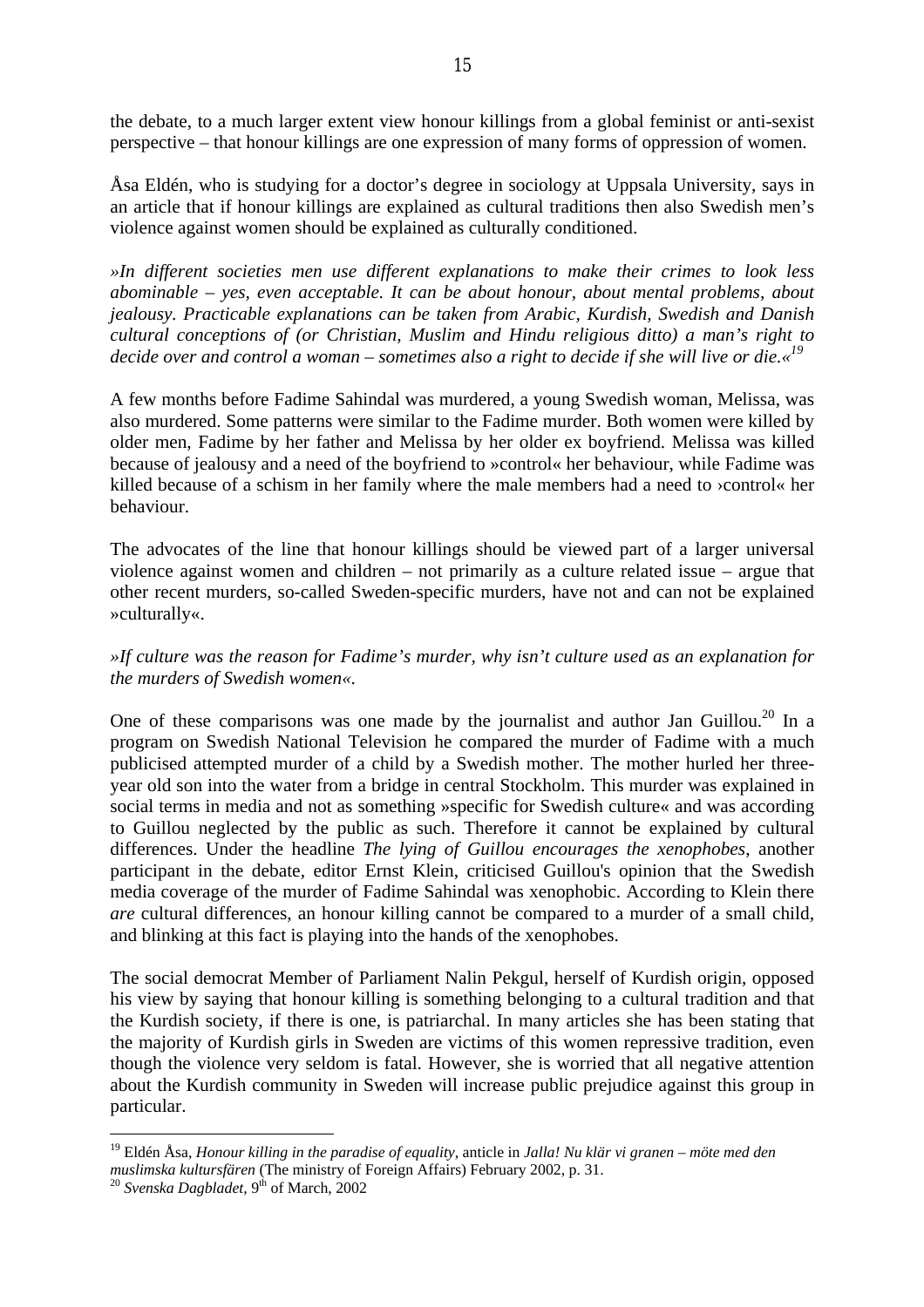the debate, to a much larger extent view honour killings from a global feminist or anti-sexist perspective – that honour killings are one expression of many forms of oppression of women.

Åsa Eldén, who is studying for a doctor's degree in sociology at Uppsala University, says in an article that if honour killings are explained as cultural traditions then also Swedish men's violence against women should be explained as culturally conditioned.

*»In different societies men use different explanations to make their crimes to look less abominable – yes, even acceptable. It can be about honour, about mental problems, about jealousy. Practicable explanations can be taken from Arabic, Kurdish, Swedish and Danish cultural conceptions of (or Christian, Muslim and Hindu religious ditto) a man's right to decide over and control a woman – sometimes also a right to decide if she will live or die.«*[19]

A few months before Fadime Sahindal was murdered, a young Swedish woman, Melissa, was also murdered. Some patterns were similar to the Fadime murder. Both women were killed by older men, Fadime by her father and Melissa by her older ex boyfriend. Melissa was killed because of jealousy and a need of the boyfriend to »control« her behaviour, while Fadime was killed because of a schism in her family where the male members had a need to ›control« her behaviour.

The advocates of the line that honour killings should be viewed part of a larger universal violence against women and children – not primarily as a culture related issue – argue that other recent murders, so-called Sweden-specific murders, have not and can not be explained »culturally«.

*»If culture was the reason for Fadime's murder, why isn't culture used as an explanation for the murders of Swedish women«.*

One of these comparisons was one made by the journalist and author Jan Guillou.[20] In a program on Swedish National Television he compared the murder of Fadime with a much publicised attempted murder of a child by a Swedish mother. The mother hurled her three-year old son into the water from a bridge in central Stockholm. This murder was explained in social terms in media and not as something »specific for Swedish culture« and was according to Guillou neglected by the public as such. Therefore it cannot be explained by cultural differences. Under the headline *The lying of Guillou encourages the xenophobes*, another participant in the debate, editor Ernst Klein, criticised Guillou's opinion that the Swedish media coverage of the murder of Fadime Sahindal was xenophobic. According to Klein there *are* cultural differences, an honour killing cannot be compared to a murder of a small child, and blinking at this fact is playing into the hands of the xenophobes.

The social democrat Member of Parliament Nalin Pekgul, herself of Kurdish origin, opposed his view by saying that honour killing is something belonging to a cultural tradition and that the Kurdish society, if there is one, is patriarchal. In many articles she has been stating that the majority of Kurdish girls in Sweden are victims of this women repressive tradition, even though the violence very seldom is fatal. However, she is worried that all negative attention about the Kurdish community in Sweden will increase public prejudice against this group in particular.

---

[19] Eldén Åsa, *Honour killing in the paradise of equality*, anticle in *Jalla! Nu klär vi granen – möte med den muslimska kultursfären* (The ministry of Foreign Affairs) February 2002, p. 31.

[20] *Svenska Dagbladet*, 9th of March, 2002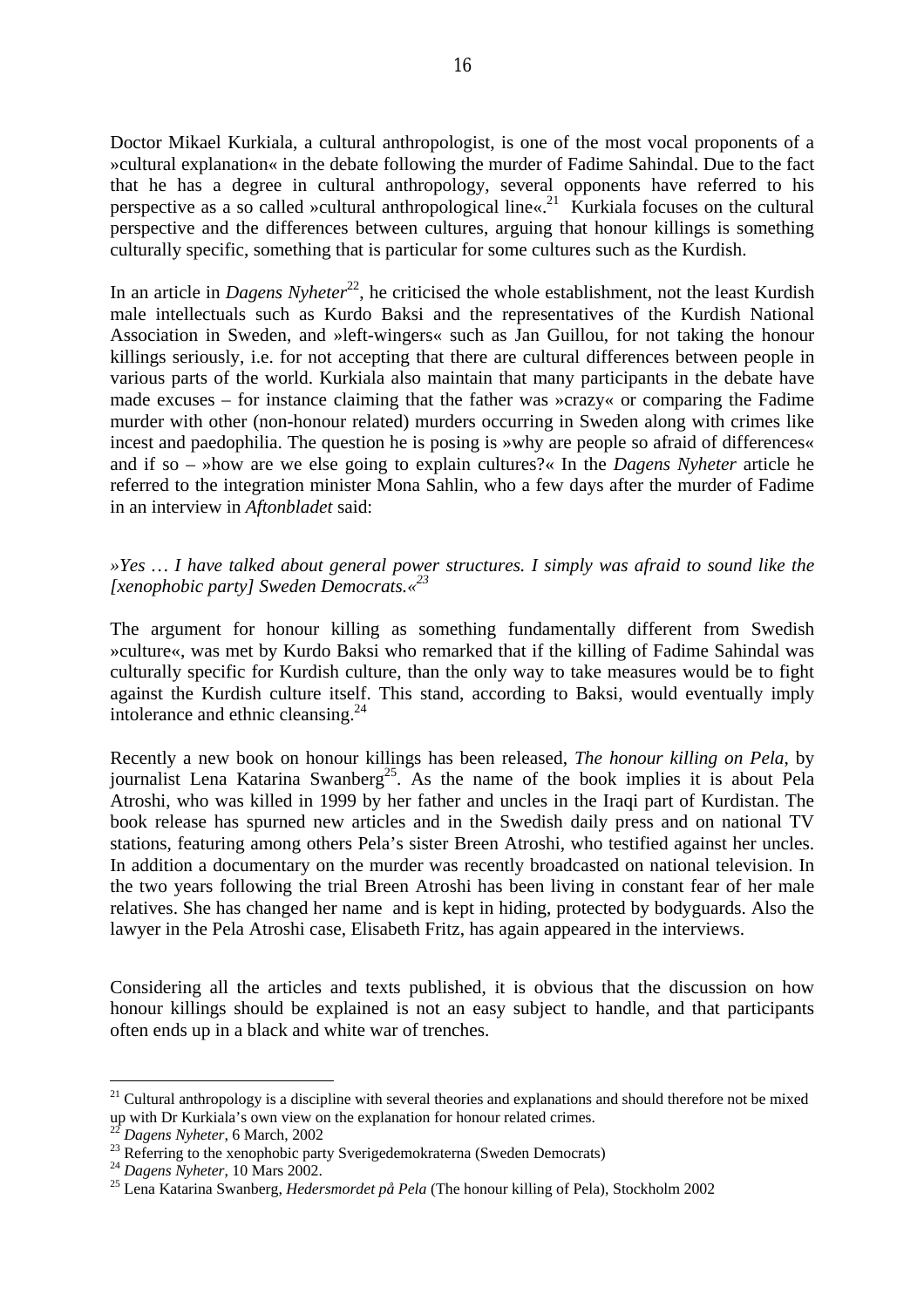Doctor Mikael Kurkiala, a cultural anthropologist, is one of the most vocal proponents of a »cultural explanation« in the debate following the murder of Fadime Sahindal. Due to the fact that he has a degree in cultural anthropology, several opponents have referred to his perspective as a so called »cultural anthropological line«.[21] Kurkiala focuses on the cultural perspective and the differences between cultures, arguing that honour killings is something culturally specific, something that is particular for some cultures such as the Kurdish.

In an article in *Dagens Nyheter*[22], he criticised the whole establishment, not the least Kurdish male intellectuals such as Kurdo Baksi and the representatives of the Kurdish National Association in Sweden, and »left-wingers« such as Jan Guillou, for not taking the honour killings seriously, i.e. for not accepting that there are cultural differences between people in various parts of the world. Kurkiala also maintain that many participants in the debate have made excuses – for instance claiming that the father was »crazy« or comparing the Fadime murder with other (non-honour related) murders occurring in Sweden along with crimes like incest and paedophilia. The question he is posing is »why are people so afraid of differences« and if so – »how are we else going to explain cultures?« In the *Dagens Nyheter* article he referred to the integration minister Mona Sahlin, who a few days after the murder of Fadime in an interview in *Aftonbladet* said:

*»Yes … I have talked about general power structures. I simply was afraid to sound like the [xenophobic party] Sweden Democrats.«*[23]

The argument for honour killing as something fundamentally different from Swedish »culture«, was met by Kurdo Baksi who remarked that if the killing of Fadime Sahindal was culturally specific for Kurdish culture, than the only way to take measures would be to fight against the Kurdish culture itself. This stand, according to Baksi, would eventually imply intolerance and ethnic cleansing.[24]

Recently a new book on honour killings has been released, *The honour killing on Pela*, by journalist Lena Katarina Swanberg[25]. As the name of the book implies it is about Pela Atroshi, who was killed in 1999 by her father and uncles in the Iraqi part of Kurdistan. The book release has spurned new articles and in the Swedish daily press and on national TV stations, featuring among others Pela's sister Breen Atroshi, who testified against her uncles. In addition a documentary on the murder was recently broadcasted on national television. In the two years following the trial Breen Atroshi has been living in constant fear of her male relatives. She has changed her name and is kept in hiding, protected by bodyguards. Also the lawyer in the Pela Atroshi case, Elisabeth Fritz, has again appeared in the interviews.

Considering all the articles and texts published, it is obvious that the discussion on how honour killings should be explained is not an easy subject to handle, and that participants often ends up in a black and white war of trenches.

---

[21] Cultural anthropology is a discipline with several theories and explanations and should therefore not be mixed up with Dr Kurkiala's own view on the explanation for honour related crimes.

[22] *Dagens Nyheter*, 6 March, 2002

[23] Referring to the xenophobic party Sverigedemokraterna (Sweden Democrats)

[24] *Dagens Nyheter*, 10 Mars 2002.

[25] Lena Katarina Swanberg, *Hedersmordet på Pela* (The honour killing of Pela), Stockholm 2002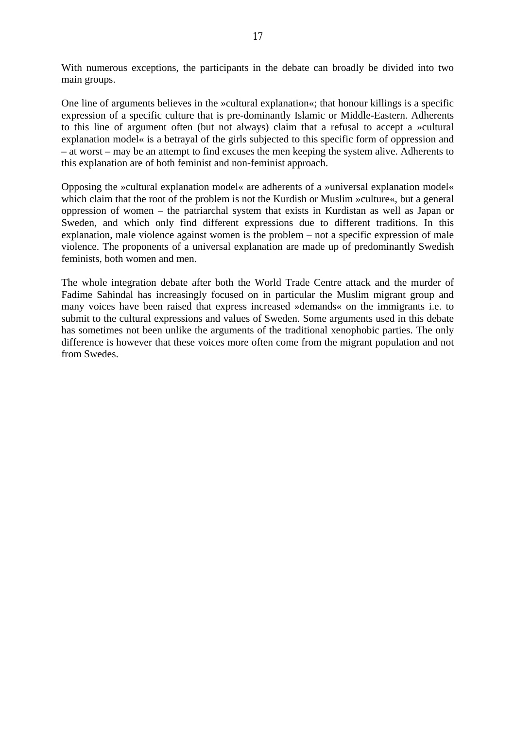With numerous exceptions, the participants in the debate can broadly be divided into two main groups.

One line of arguments believes in the »cultural explanation«; that honour killings is a specific expression of a specific culture that is pre-dominantly Islamic or Middle-Eastern. Adherents to this line of argument often (but not always) claim that a refusal to accept a »cultural explanation model« is a betrayal of the girls subjected to this specific form of oppression and – at worst – may be an attempt to find excuses the men keeping the system alive. Adherents to this explanation are of both feminist and non-feminist approach.

Opposing the »cultural explanation model« are adherents of a »universal explanation model« which claim that the root of the problem is not the Kurdish or Muslim »culture«, but a general oppression of women – the patriarchal system that exists in Kurdistan as well as Japan or Sweden, and which only find different expressions due to different traditions. In this explanation, male violence against women is the problem – not a specific expression of male violence. The proponents of a universal explanation are made up of predominantly Swedish feminists, both women and men.

The whole integration debate after both the World Trade Centre attack and the murder of Fadime Sahindal has increasingly focused on in particular the Muslim migrant group and many voices have been raised that express increased »demands« on the immigrants i.e. to submit to the cultural expressions and values of Sweden. Some arguments used in this debate has sometimes not been unlike the arguments of the traditional xenophobic parties. The only difference is however that these voices more often come from the migrant population and not from Swedes.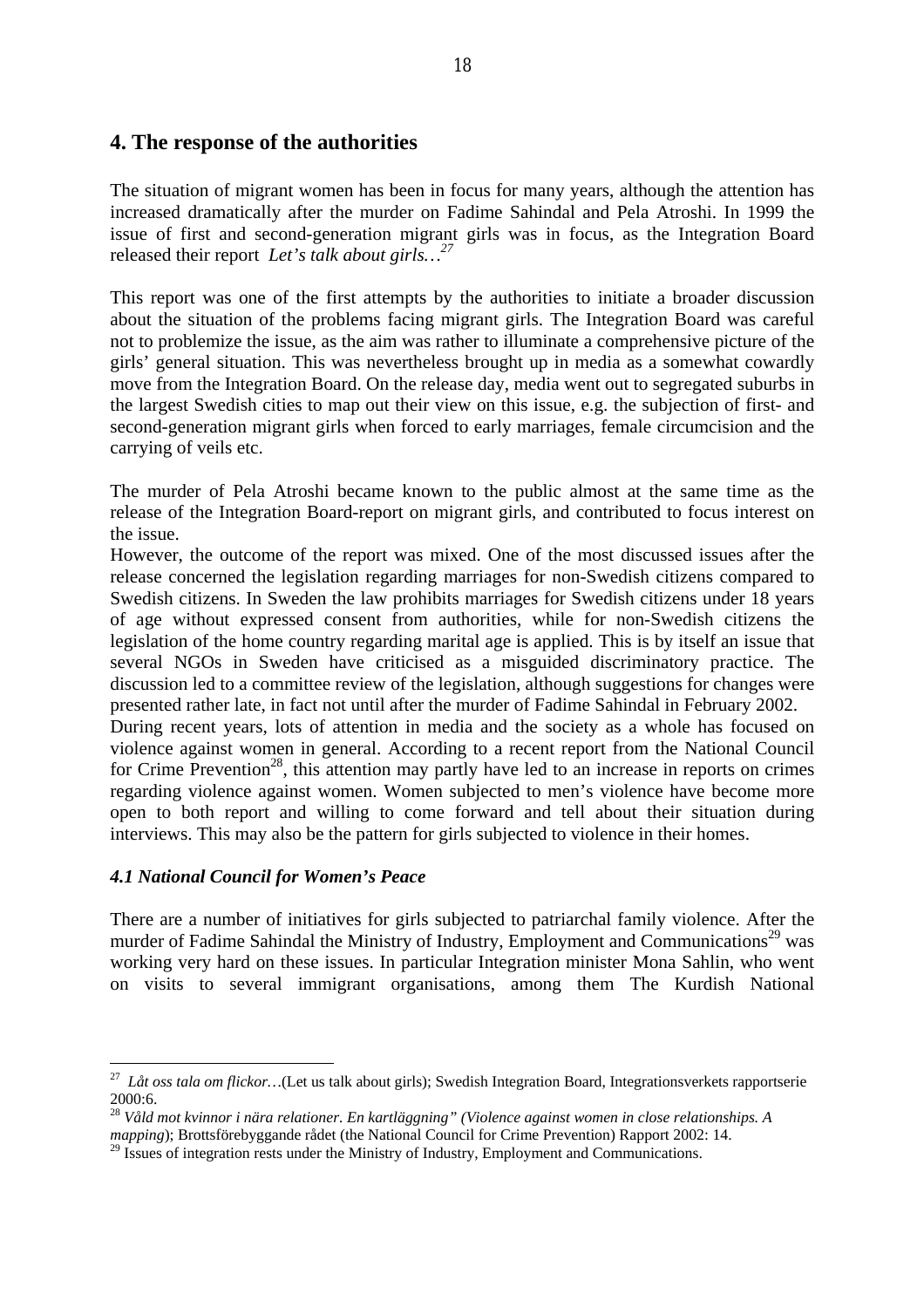## 4. The response of the authorities

The situation of migrant women has been in focus for many years, although the attention has increased dramatically after the murder on Fadime Sahindal and Pela Atroshi. In 1999 the issue of first and second-generation migrant girls was in focus, as the Integration Board released their report *Let's talk about girls…*[27]

This report was one of the first attempts by the authorities to initiate a broader discussion about the situation of the problems facing migrant girls. The Integration Board was careful not to problemize the issue, as the aim was rather to illuminate a comprehensive picture of the girls' general situation. This was nevertheless brought up in media as a somewhat cowardly move from the Integration Board. On the release day, media went out to segregated suburbs in the largest Swedish cities to map out their view on this issue, e.g. the subjection of first- and second-generation migrant girls when forced to early marriages, female circumcision and the carrying of veils etc.

The murder of Pela Atroshi became known to the public almost at the same time as the release of the Integration Board-report on migrant girls, and contributed to focus interest on the issue.

However, the outcome of the report was mixed. One of the most discussed issues after the release concerned the legislation regarding marriages for non-Swedish citizens compared to Swedish citizens. In Sweden the law prohibits marriages for Swedish citizens under 18 years of age without expressed consent from authorities, while for non-Swedish citizens the legislation of the home country regarding marital age is applied. This is by itself an issue that several NGOs in Sweden have criticised as a misguided discriminatory practice. The discussion led to a committee review of the legislation, although suggestions for changes were presented rather late, in fact not until after the murder of Fadime Sahindal in February 2002.

During recent years, lots of attention in media and the society as a whole has focused on violence against women in general. According to a recent report from the National Council for Crime Prevention[28], this attention may partly have led to an increase in reports on crimes regarding violence against women. Women subjected to men's violence have become more open to both report and willing to come forward and tell about their situation during interviews. This may also be the pattern for girls subjected to violence in their homes.

### *4.1 National Council for Women's Peace*

There are a number of initiatives for girls subjected to patriarchal family violence. After the murder of Fadime Sahindal the Ministry of Industry, Employment and Communications[29] was working very hard on these issues. In particular Integration minister Mona Sahlin, who went on visits to several immigrant organisations, among them The Kurdish National

---

[27] *Låt oss tala om flickor…*(Let us talk about girls); Swedish Integration Board, Integrationsverkets rapportserie 2000:6.

[28] *Våld mot kvinnor i nära relationer. En kartläggning" (Violence against women in close relationships. A mapping*); Brottsförebyggande rådet (the National Council for Crime Prevention) Rapport 2002: 14.

[29] Issues of integration rests under the Ministry of Industry, Employment and Communications.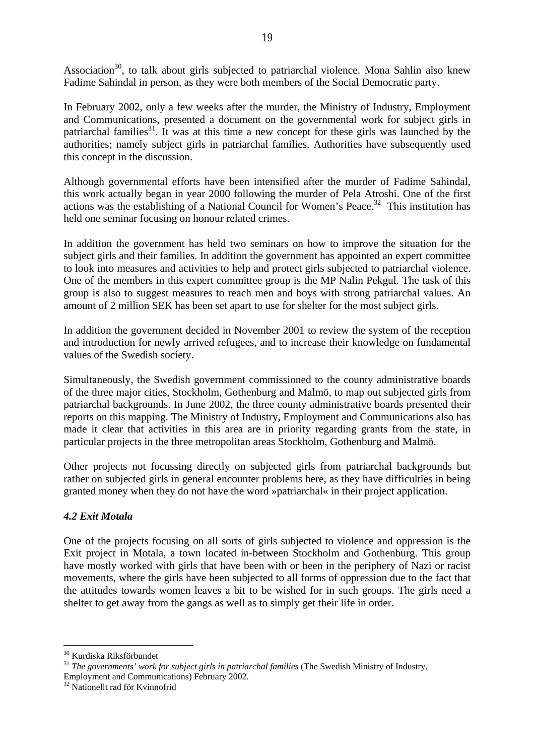Association[30], to talk about girls subjected to patriarchal violence. Mona Sahlin also knew Fadime Sahindal in person, as they were both members of the Social Democratic party.

In February 2002, only a few weeks after the murder, the Ministry of Industry, Employment and Communications, presented a document on the governmental work for subject girls in patriarchal families[31]. It was at this time a new concept for these girls was launched by the authorities; namely subject girls in patriarchal families. Authorities have subsequently used this concept in the discussion.

Although governmental efforts have been intensified after the murder of Fadime Sahindal, this work actually began in year 2000 following the murder of Pela Atroshi. One of the first actions was the establishing of a National Council for Women's Peace.[32] This institution has held one seminar focusing on honour related crimes.

In addition the government has held two seminars on how to improve the situation for the subject girls and their families. In addition the government has appointed an expert committee to look into measures and activities to help and protect girls subjected to patriarchal violence. One of the members in this expert committee group is the MP Nalin Pekgul. The task of this group is also to suggest measures to reach men and boys with strong patriarchal values. An amount of 2 million SEK has been set apart to use for shelter for the most subject girls.

In addition the government decided in November 2001 to review the system of the reception and introduction for newly arrived refugees, and to increase their knowledge on fundamental values of the Swedish society.

Simultaneously, the Swedish government commissioned to the county administrative boards of the three major cities, Stockholm, Gothenburg and Malmö, to map out subjected girls from patriarchal backgrounds. In June 2002, the three county administrative boards presented their reports on this mapping. The Ministry of Industry, Employment and Communications also has made it clear that activities in this area are in priority regarding grants from the state, in particular projects in the three metropolitan areas Stockholm, Gothenburg and Malmö.

Other projects not focussing directly on subjected girls from patriarchal backgrounds but rather on subjected girls in general encounter problems here, as they have difficulties in being granted money when they do not have the word »patriarchal« in their project application.

### *4.2 Exit Motala*

One of the projects focusing on all sorts of girls subjected to violence and oppression is the Exit project in Motala, a town located in-between Stockholm and Gothenburg. This group have mostly worked with girls that have been with or been in the periphery of Nazi or racist movements, where the girls have been subjected to all forms of oppression due to the fact that the attitudes towards women leaves a bit to be wished for in such groups. The girls need a shelter to get away from the gangs as well as to simply get their life in order.

---

[30] Kurdiska Riksförbundet

[31] *The governments' work for subject girls in patriarchal families* (The Swedish Ministry of Industry, Employment and Communications) February 2002.

[32] Nationellt rad för Kvinnofrid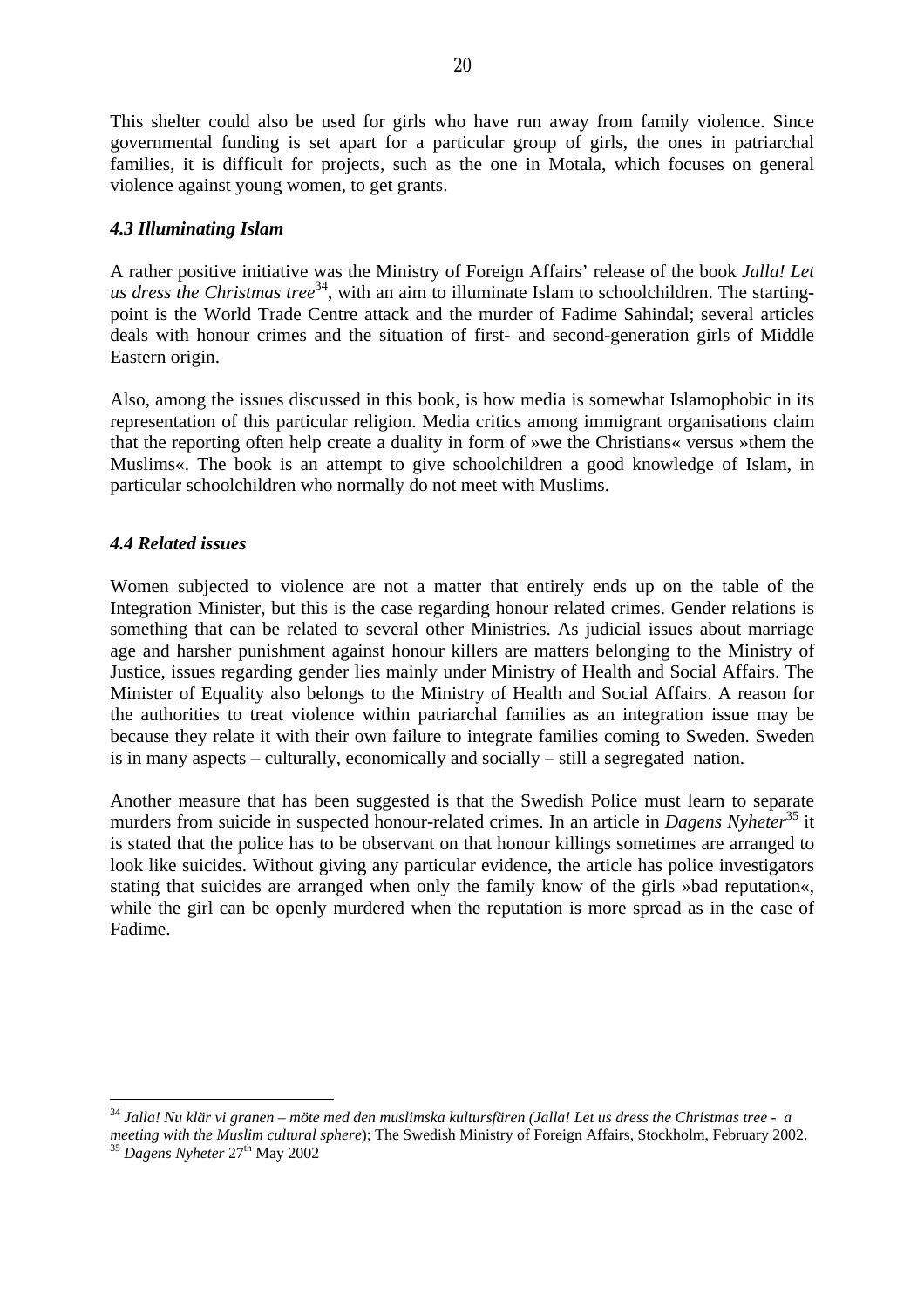This shelter could also be used for girls who have run away from family violence. Since governmental funding is set apart for a particular group of girls, the ones in patriarchal families, it is difficult for projects, such as the one in Motala, which focuses on general violence against young women, to get grants.

### *4.3 Illuminating Islam*

A rather positive initiative was the Ministry of Foreign Affairs' release of the book *Jalla! Let us dress the Christmas tree*[34], with an aim to illuminate Islam to schoolchildren. The starting-point is the World Trade Centre attack and the murder of Fadime Sahindal; several articles deals with honour crimes and the situation of first- and second-generation girls of Middle Eastern origin.

Also, among the issues discussed in this book, is how media is somewhat Islamophobic in its representation of this particular religion. Media critics among immigrant organisations claim that the reporting often help create a duality in form of »we the Christians« versus »them the Muslims«. The book is an attempt to give schoolchildren a good knowledge of Islam, in particular schoolchildren who normally do not meet with Muslims.

### *4.4 Related issues*

Women subjected to violence are not a matter that entirely ends up on the table of the Integration Minister, but this is the case regarding honour related crimes. Gender relations is something that can be related to several other Ministries. As judicial issues about marriage age and harsher punishment against honour killers are matters belonging to the Ministry of Justice, issues regarding gender lies mainly under Ministry of Health and Social Affairs. The Minister of Equality also belongs to the Ministry of Health and Social Affairs. A reason for the authorities to treat violence within patriarchal families as an integration issue may be because they relate it with their own failure to integrate families coming to Sweden. Sweden is in many aspects – culturally, economically and socially – still a segregated nation.

Another measure that has been suggested is that the Swedish Police must learn to separate murders from suicide in suspected honour-related crimes. In an article in *Dagens Nyheter*[35] it is stated that the police has to be observant on that honour killings sometimes are arranged to look like suicides. Without giving any particular evidence, the article has police investigators stating that suicides are arranged when only the family know of the girls »bad reputation«, while the girl can be openly murdered when the reputation is more spread as in the case of Fadime.

---

[34] *Jalla! Nu klär vi granen – möte med den muslimska kultursfären (Jalla! Let us dress the Christmas tree - a meeting with the Muslim cultural sphere*); The Swedish Ministry of Foreign Affairs, Stockholm, February 2002.

[35] *Dagens Nyheter* 27th May 2002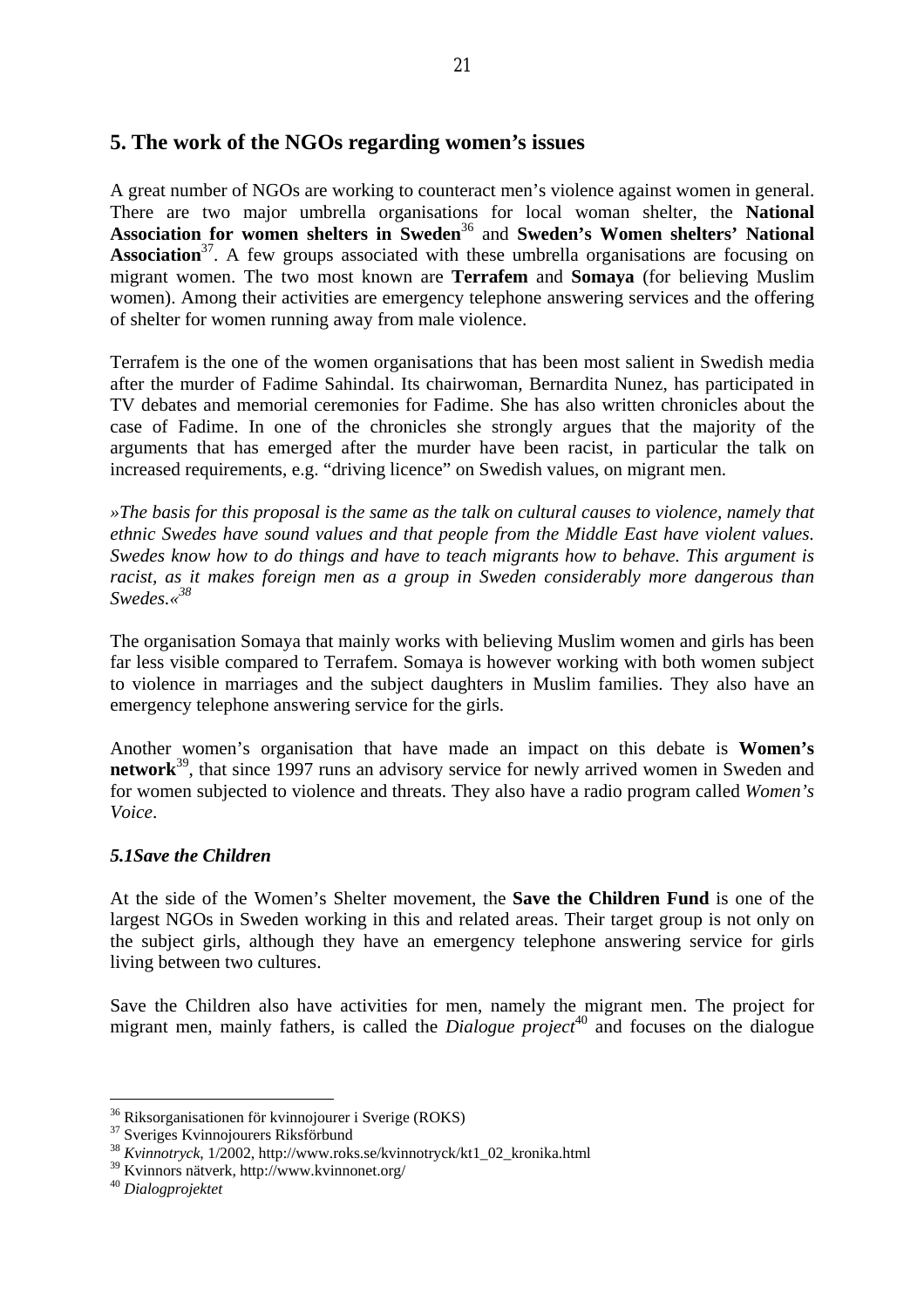## 5. The work of the NGOs regarding women's issues

A great number of NGOs are working to counteract men's violence against women in general. There are two major umbrella organisations for local woman shelter, the **National Association for women shelters in Sweden**[36] and **Sweden's Women shelters' National Association**[37]. A few groups associated with these umbrella organisations are focusing on migrant women. The two most known are **Terrafem** and **Somaya** (for believing Muslim women). Among their activities are emergency telephone answering services and the offering of shelter for women running away from male violence.

Terrafem is the one of the women organisations that has been most salient in Swedish media after the murder of Fadime Sahindal. Its chairwoman, Bernardita Nunez, has participated in TV debates and memorial ceremonies for Fadime. She has also written chronicles about the case of Fadime. In one of the chronicles she strongly argues that the majority of the arguments that has emerged after the murder have been racist, in particular the talk on increased requirements, e.g. "driving licence" on Swedish values, on migrant men.

*»The basis for this proposal is the same as the talk on cultural causes to violence, namely that ethnic Swedes have sound values and that people from the Middle East have violent values. Swedes know how to do things and have to teach migrants how to behave. This argument is racist, as it makes foreign men as a group in Sweden considerably more dangerous than Swedes.«*[38]

The organisation Somaya that mainly works with believing Muslim women and girls has been far less visible compared to Terrafem. Somaya is however working with both women subject to violence in marriages and the subject daughters in Muslim families. They also have an emergency telephone answering service for the girls.

Another women's organisation that have made an impact on this debate is **Women's network**[39], that since 1997 runs an advisory service for newly arrived women in Sweden and for women subjected to violence and threats. They also have a radio program called *Women's Voice*.

### *5.1Save the Children*

At the side of the Women's Shelter movement, the **Save the Children Fund** is one of the largest NGOs in Sweden working in this and related areas. Their target group is not only on the subject girls, although they have an emergency telephone answering service for girls living between two cultures.

Save the Children also have activities for men, namely the migrant men. The project for migrant men, mainly fathers, is called the *Dialogue project*[40] and focuses on the dialogue

---

[36] Riksorganisationen för kvinnojourer i Sverige (ROKS)
[37] Sveriges Kvinnojourers Riksförbund
[38] *Kvinnotryck*, 1/2002, http://www.roks.se/kvinnotryck/kt1_02_kronika.html
[39] Kvinnors nätverk, http://www.kvinnonet.org/
[40] *Dialogprojektet*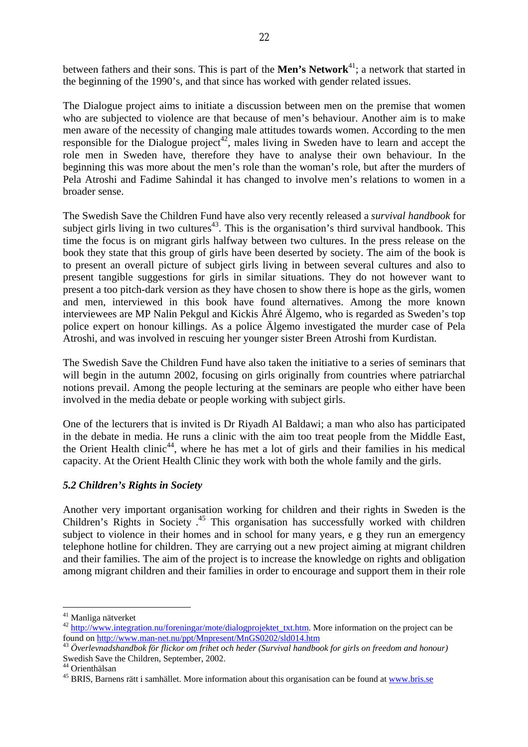between fathers and their sons. This is part of the **Men's Network**[41]; a network that started in the beginning of the 1990's, and that since has worked with gender related issues.

The Dialogue project aims to initiate a discussion between men on the premise that women who are subjected to violence are that because of men's behaviour. Another aim is to make men aware of the necessity of changing male attitudes towards women. According to the men responsible for the Dialogue project[42], males living in Sweden have to learn and accept the role men in Sweden have, therefore they have to analyse their own behaviour. In the beginning this was more about the men's role than the woman's role, but after the murders of Pela Atroshi and Fadime Sahindal it has changed to involve men's relations to women in a broader sense.

The Swedish Save the Children Fund have also very recently released a *survival handbook* for subject girls living in two cultures[43]. This is the organisation's third survival handbook. This time the focus is on migrant girls halfway between two cultures. In the press release on the book they state that this group of girls have been deserted by society. The aim of the book is to present an overall picture of subject girls living in between several cultures and also to present tangible suggestions for girls in similar situations. They do not however want to present a too pitch-dark version as they have chosen to show there is hope as the girls, women and men, interviewed in this book have found alternatives. Among the more known interviewees are MP Nalin Pekgul and Kickis Åhré Älgemo, who is regarded as Sweden's top police expert on honour killings. As a police Älgemo investigated the murder case of Pela Atroshi, and was involved in rescuing her younger sister Breen Atroshi from Kurdistan.

The Swedish Save the Children Fund have also taken the initiative to a series of seminars that will begin in the autumn 2002, focusing on girls originally from countries where patriarchal notions prevail. Among the people lecturing at the seminars are people who either have been involved in the media debate or people working with subject girls.

One of the lecturers that is invited is Dr Riyadh Al Baldawi; a man who also has participated in the debate in media. He runs a clinic with the aim too treat people from the Middle East, the Orient Health clinic[44], where he has met a lot of girls and their families in his medical capacity. At the Orient Health Clinic they work with both the whole family and the girls.

### *5.2 Children's Rights in Society*

Another very important organisation working for children and their rights in Sweden is the Children's Rights in Society .[45] This organisation has successfully worked with children subject to violence in their homes and in school for many years, e g they run an emergency telephone hotline for children. They are carrying out a new project aiming at migrant children and their families. The aim of the project is to increase the knowledge on rights and obligation among migrant children and their families in order to encourage and support them in their role

---

[41] Manliga nätverket

[42] http://www.integration.nu/foreningar/mote/dialogprojektet_txt.htm. More information on the project can be found on http://www.man-net.nu/ppt/Mnpresent/MnGS0202/sld014.htm

[43] *Överlevnadshandbok för flickor om frihet och heder (Survival handbook for girls on freedom and honour)* Swedish Save the Children, September, 2002.

[44] Orienthälsan

[45] BRIS, Barnens rätt i samhället. More information about this organisation can be found at www.bris.se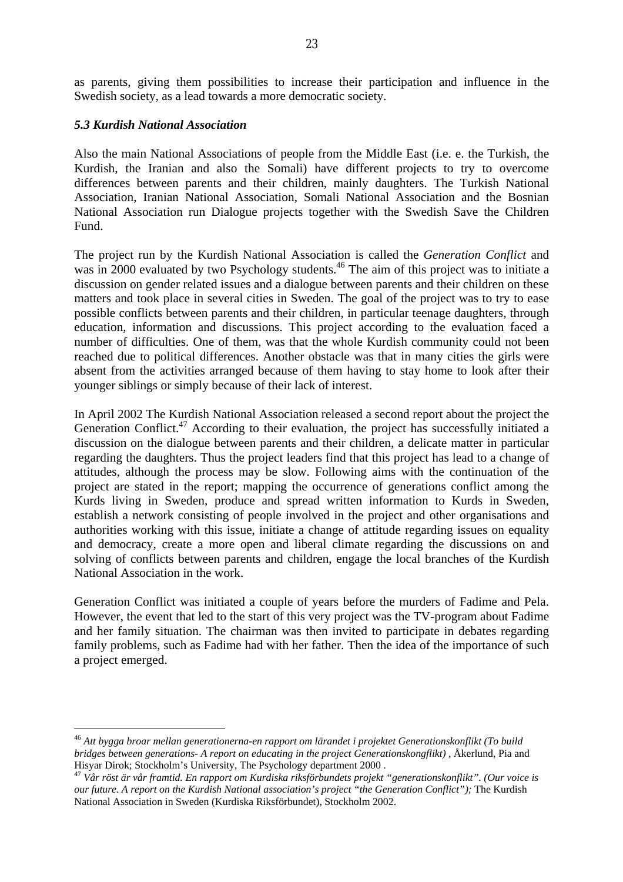as parents, giving them possibilities to increase their participation and influence in the Swedish society, as a lead towards a more democratic society.

### *5.3 Kurdish National Association*

Also the main National Associations of people from the Middle East (i.e. e. the Turkish, the Kurdish, the Iranian and also the Somali) have different projects to try to overcome differences between parents and their children, mainly daughters. The Turkish National Association, Iranian National Association, Somali National Association and the Bosnian National Association run Dialogue projects together with the Swedish Save the Children Fund.

The project run by the Kurdish National Association is called the *Generation Conflict* and was in 2000 evaluated by two Psychology students.[46] The aim of this project was to initiate a discussion on gender related issues and a dialogue between parents and their children on these matters and took place in several cities in Sweden. The goal of the project was to try to ease possible conflicts between parents and their children, in particular teenage daughters, through education, information and discussions. This project according to the evaluation faced a number of difficulties. One of them, was that the whole Kurdish community could not been reached due to political differences. Another obstacle was that in many cities the girls were absent from the activities arranged because of them having to stay home to look after their younger siblings or simply because of their lack of interest.

In April 2002 The Kurdish National Association released a second report about the project the Generation Conflict.[47] According to their evaluation, the project has successfully initiated a discussion on the dialogue between parents and their children, a delicate matter in particular regarding the daughters. Thus the project leaders find that this project has lead to a change of attitudes, although the process may be slow. Following aims with the continuation of the project are stated in the report; mapping the occurrence of generations conflict among the Kurds living in Sweden, produce and spread written information to Kurds in Sweden, establish a network consisting of people involved in the project and other organisations and authorities working with this issue, initiate a change of attitude regarding issues on equality and democracy, create a more open and liberal climate regarding the discussions on and solving of conflicts between parents and children, engage the local branches of the Kurdish National Association in the work.

Generation Conflict was initiated a couple of years before the murders of Fadime and Pela. However, the event that led to the start of this very project was the TV-program about Fadime and her family situation. The chairman was then invited to participate in debates regarding family problems, such as Fadime had with her father. Then the idea of the importance of such a project emerged.

---

[46] *Att bygga broar mellan generationerna-en rapport om lärandet i projektet Generationskonflikt (To build bridges between generations- A report on educating in the project Generationskongflikt)* , Åkerlund, Pia and Hisyar Dirok; Stockholm's University, The Psychology department 2000 .

[47] *Vår röst är vår framtid. En rapport om Kurdiska riksförbundets projekt "generationskonflikt". (Our voice is our future. A report on the Kurdish National association's project "the Generation Conflict");* The Kurdish National Association in Sweden (Kurdiska Riksförbundet), Stockholm 2002.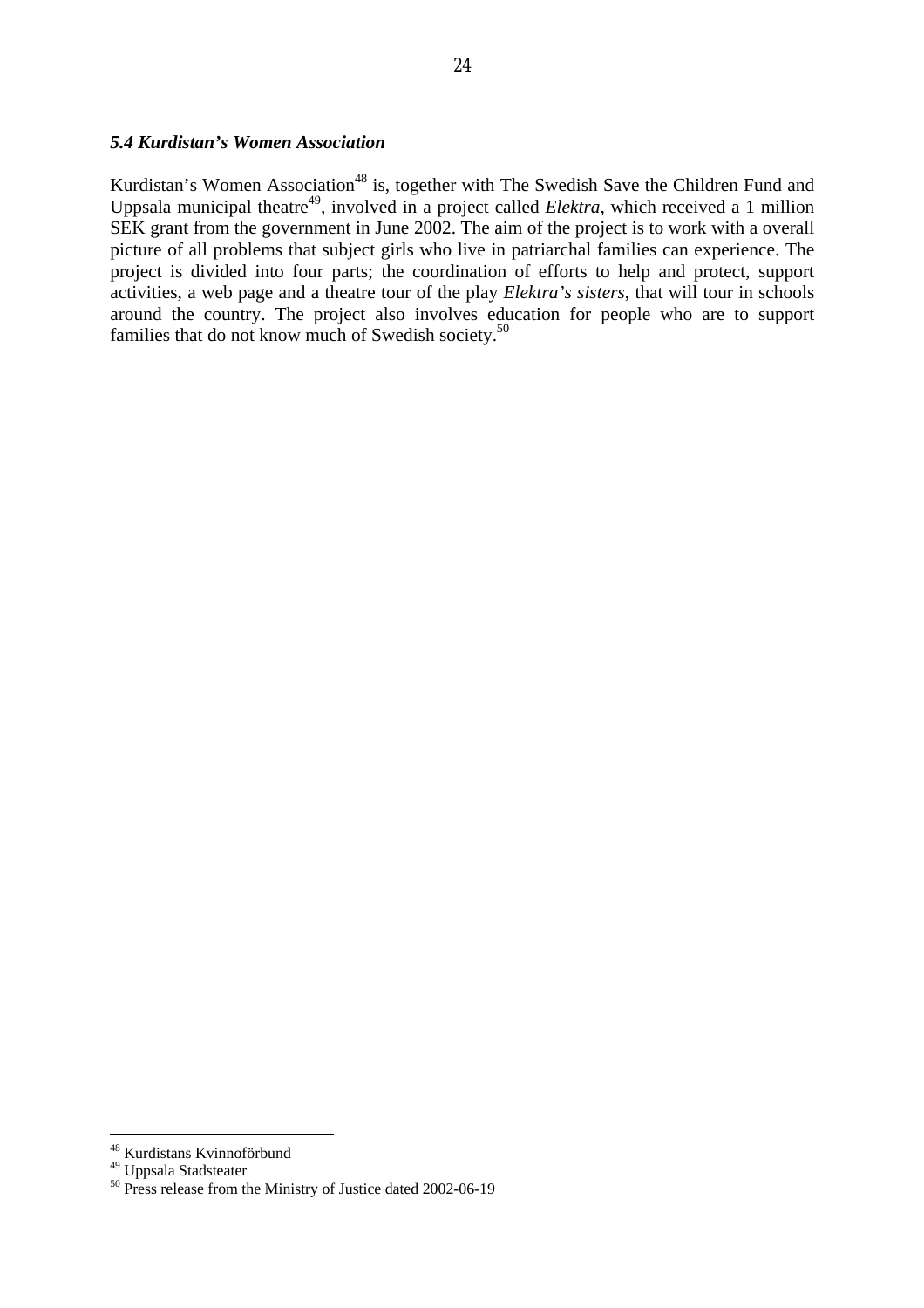### *5.4 Kurdistan's Women Association*

Kurdistan's Women Association[48] is, together with The Swedish Save the Children Fund and Uppsala municipal theatre[49], involved in a project called *Elektra*, which received a 1 million SEK grant from the government in June 2002. The aim of the project is to work with a overall picture of all problems that subject girls who live in patriarchal families can experience. The project is divided into four parts; the coordination of efforts to help and protect, support activities, a web page and a theatre tour of the play *Elektra's sisters*, that will tour in schools around the country. The project also involves education for people who are to support families that do not know much of Swedish society.[50]

---

[48] Kurdistans Kvinnoförbund

[49] Uppsala Stadsteater

[50] Press release from the Ministry of Justice dated 2002-06-19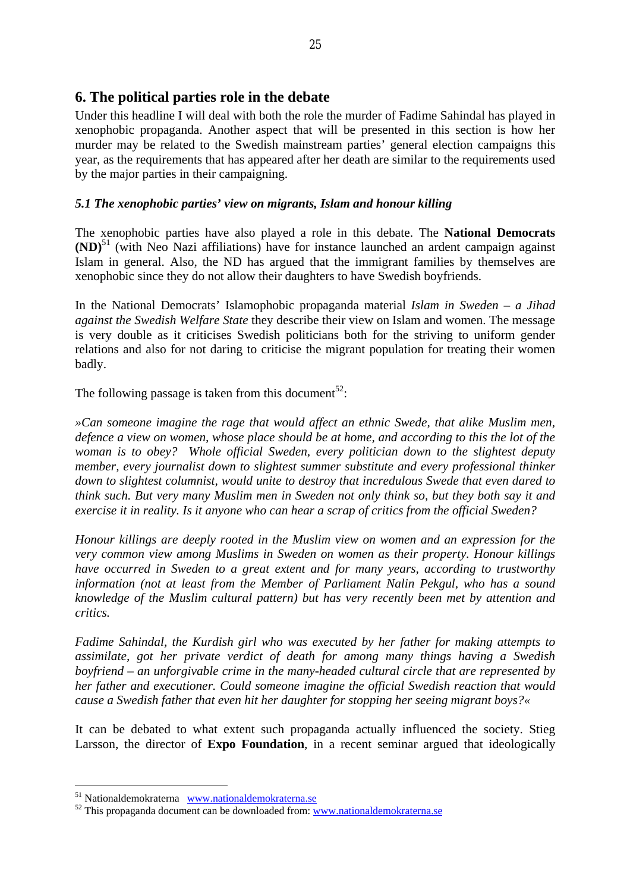## 6. The political parties role in the debate

Under this headline I will deal with both the role the murder of Fadime Sahindal has played in xenophobic propaganda. Another aspect that will be presented in this section is how her murder may be related to the Swedish mainstream parties' general election campaigns this year, as the requirements that has appeared after her death are similar to the requirements used by the major parties in their campaigning.

### *5.1 The xenophobic parties' view on migrants, Islam and honour killing*

The xenophobic parties have also played a role in this debate. The **National Democrats (ND)**[51] (with Neo Nazi affiliations) have for instance launched an ardent campaign against Islam in general. Also, the ND has argued that the immigrant families by themselves are xenophobic since they do not allow their daughters to have Swedish boyfriends.

In the National Democrats' Islamophobic propaganda material *Islam in Sweden – a Jihad against the Swedish Welfare State* they describe their view on Islam and women. The message is very double as it criticises Swedish politicians both for the striving to uniform gender relations and also for not daring to criticise the migrant population for treating their women badly.

The following passage is taken from this document[52]:

*»Can someone imagine the rage that would affect an ethnic Swede, that alike Muslim men, defence a view on women, whose place should be at home, and according to this the lot of the woman is to obey? Whole official Sweden, every politician down to the slightest deputy member, every journalist down to slightest summer substitute and every professional thinker down to slightest columnist, would unite to destroy that incredulous Swede that even dared to think such. But very many Muslim men in Sweden not only think so, but they both say it and exercise it in reality. Is it anyone who can hear a scrap of critics from the official Sweden?*

*Honour killings are deeply rooted in the Muslim view on women and an expression for the very common view among Muslims in Sweden on women as their property. Honour killings have occurred in Sweden to a great extent and for many years, according to trustworthy information (not at least from the Member of Parliament Nalin Pekgul, who has a sound knowledge of the Muslim cultural pattern) but has very recently been met by attention and critics.*

*Fadime Sahindal, the Kurdish girl who was executed by her father for making attempts to assimilate, got her private verdict of death for among many things having a Swedish boyfriend – an unforgivable crime in the many-headed cultural circle that are represented by her father and executioner. Could someone imagine the official Swedish reaction that would cause a Swedish father that even hit her daughter for stopping her seeing migrant boys?«*

It can be debated to what extent such propaganda actually influenced the society. Stieg Larsson, the director of **Expo Foundation**, in a recent seminar argued that ideologically

---

[51] Nationaldemokraterna www.nationaldemokraterna.se

[52] This propaganda document can be downloaded from: www.nationaldemokraterna.se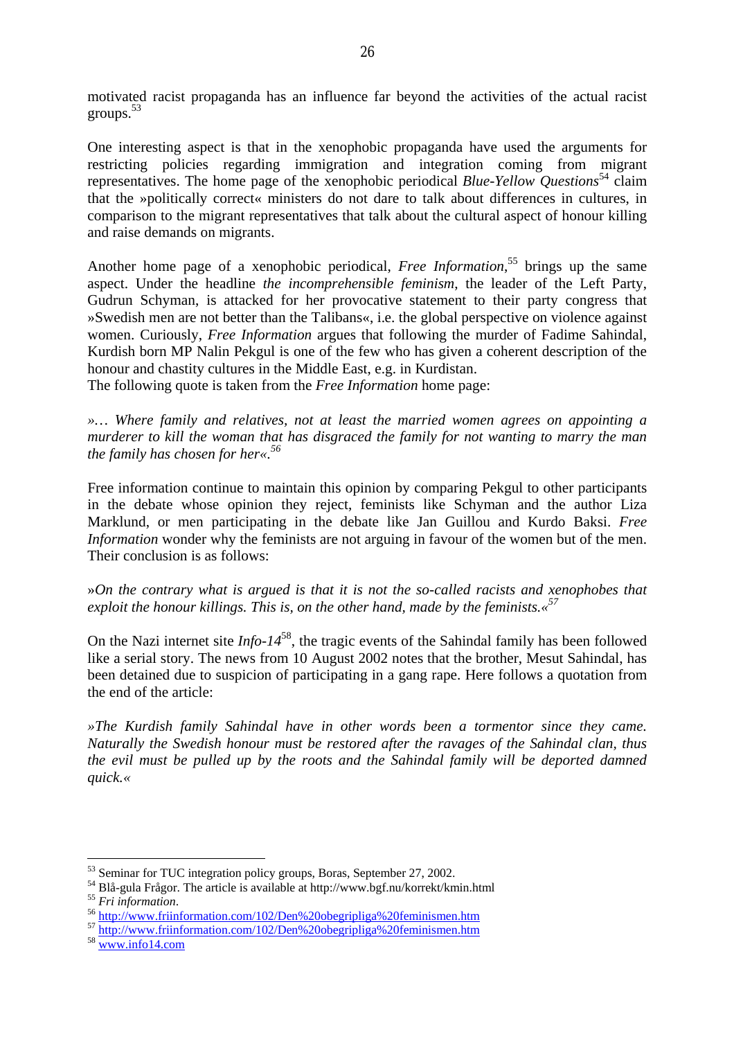motivated racist propaganda has an influence far beyond the activities of the actual racist groups.[53]

One interesting aspect is that in the xenophobic propaganda have used the arguments for restricting policies regarding immigration and integration coming from migrant representatives. The home page of the xenophobic periodical *Blue-Yellow Questions*[54] claim that the »politically correct« ministers do not dare to talk about differences in cultures, in comparison to the migrant representatives that talk about the cultural aspect of honour killing and raise demands on migrants.

Another home page of a xenophobic periodical, *Free Information*,[55] brings up the same aspect. Under the headline *the incomprehensible feminism*, the leader of the Left Party, Gudrun Schyman, is attacked for her provocative statement to their party congress that »Swedish men are not better than the Talibans«, i.e. the global perspective on violence against women. Curiously, *Free Information* argues that following the murder of Fadime Sahindal, Kurdish born MP Nalin Pekgul is one of the few who has given a coherent description of the honour and chastity cultures in the Middle East, e.g. in Kurdistan.
The following quote is taken from the *Free Information* home page:

*»… Where family and relatives, not at least the married women agrees on appointing a murderer to kill the woman that has disgraced the family for not wanting to marry the man the family has chosen for her«.*[56]

Free information continue to maintain this opinion by comparing Pekgul to other participants in the debate whose opinion they reject, feminists like Schyman and the author Liza Marklund, or men participating in the debate like Jan Guillou and Kurdo Baksi. *Free Information* wonder why the feminists are not arguing in favour of the women but of the men. Their conclusion is as follows:

»*On the contrary what is argued is that it is not the so-called racists and xenophobes that exploit the honour killings. This is, on the other hand, made by the feminists.«*[57]

On the Nazi internet site *Info-14*[58], the tragic events of the Sahindal family has been followed like a serial story. The news from 10 August 2002 notes that the brother, Mesut Sahindal, has been detained due to suspicion of participating in a gang rape. Here follows a quotation from the end of the article:

*»The Kurdish family Sahindal have in other words been a tormentor since they came. Naturally the Swedish honour must be restored after the ravages of the Sahindal clan, thus the evil must be pulled up by the roots and the Sahindal family will be deported damned quick.«*

---

[53] Seminar for TUC integration policy groups, Boras, September 27, 2002.
[54] Blå-gula Frågor. The article is available at http://www.bgf.nu/korrekt/kmin.html
[55] *Fri information*.
[56] http://www.friinformation.com/102/Den%20obegripliga%20feminismen.htm
[57] http://www.friinformation.com/102/Den%20obegripliga%20feminismen.htm
[58] www.info14.com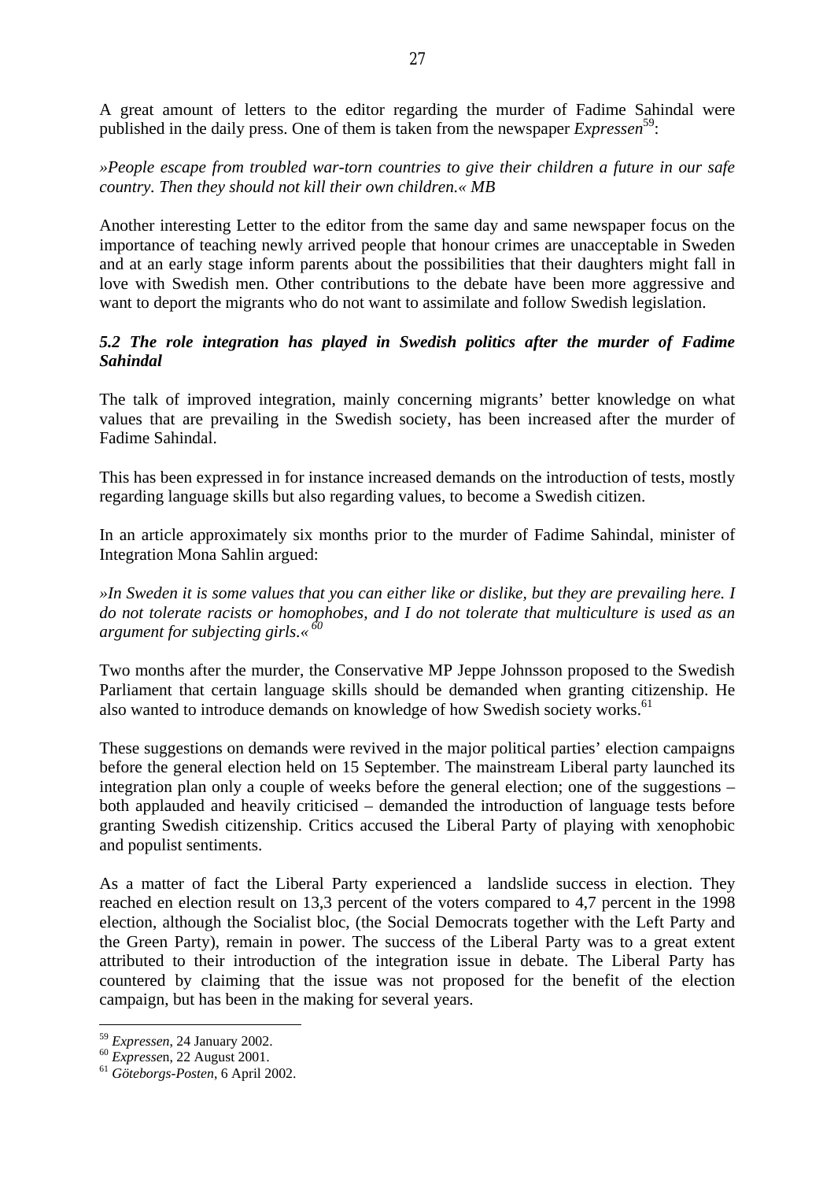A great amount of letters to the editor regarding the murder of Fadime Sahindal were published in the daily press. One of them is taken from the newspaper *Expressen*[59]:

*»People escape from troubled war-torn countries to give their children a future in our safe country. Then they should not kill their own children.« MB*

Another interesting Letter to the editor from the same day and same newspaper focus on the importance of teaching newly arrived people that honour crimes are unacceptable in Sweden and at an early stage inform parents about the possibilities that their daughters might fall in love with Swedish men. Other contributions to the debate have been more aggressive and want to deport the migrants who do not want to assimilate and follow Swedish legislation.

### *5.2 The role integration has played in Swedish politics after the murder of Fadime Sahindal*

The talk of improved integration, mainly concerning migrants' better knowledge on what values that are prevailing in the Swedish society, has been increased after the murder of Fadime Sahindal.

This has been expressed in for instance increased demands on the introduction of tests, mostly regarding language skills but also regarding values, to become a Swedish citizen.

In an article approximately six months prior to the murder of Fadime Sahindal, minister of Integration Mona Sahlin argued:

*»In Sweden it is some values that you can either like or dislike, but they are prevailing here. I do not tolerate racists or homophobes, and I do not tolerate that multiculture is used as an argument for subjecting girls.«*[60]

Two months after the murder, the Conservative MP Jeppe Johnsson proposed to the Swedish Parliament that certain language skills should be demanded when granting citizenship. He also wanted to introduce demands on knowledge of how Swedish society works.[61]

These suggestions on demands were revived in the major political parties' election campaigns before the general election held on 15 September. The mainstream Liberal party launched its integration plan only a couple of weeks before the general election; one of the suggestions – both applauded and heavily criticised – demanded the introduction of language tests before granting Swedish citizenship. Critics accused the Liberal Party of playing with xenophobic and populist sentiments.

As a matter of fact the Liberal Party experienced a landslide success in election. They reached en election result on 13,3 percent of the voters compared to 4,7 percent in the 1998 election, although the Socialist bloc, (the Social Democrats together with the Left Party and the Green Party), remain in power. The success of the Liberal Party was to a great extent attributed to their introduction of the integration issue in debate. The Liberal Party has countered by claiming that the issue was not proposed for the benefit of the election campaign, but has been in the making for several years.

---

[59] *Expressen*, 24 January 2002.

[60] *Expressen*, 22 August 2001.

[61] *Göteborgs-Posten*, 6 April 2002.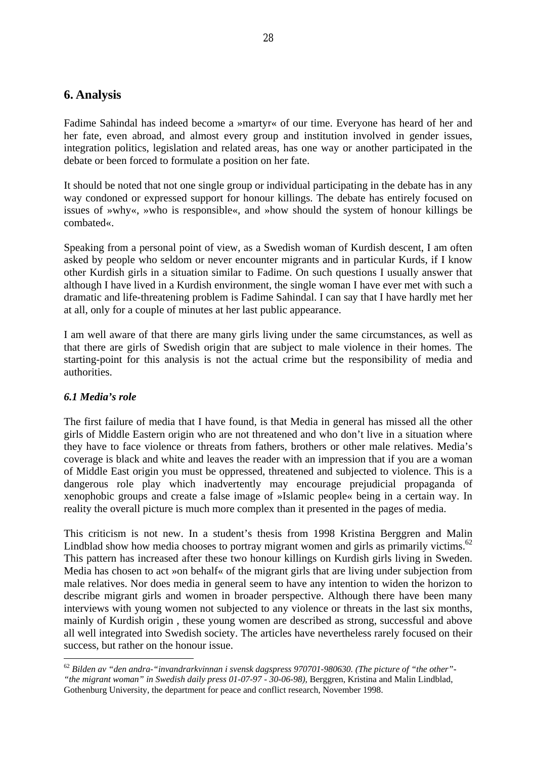## 6. Analysis

Fadime Sahindal has indeed become a »martyr« of our time. Everyone has heard of her and her fate, even abroad, and almost every group and institution involved in gender issues, integration politics, legislation and related areas, has one way or another participated in the debate or been forced to formulate a position on her fate.

It should be noted that not one single group or individual participating in the debate has in any way condoned or expressed support for honour killings. The debate has entirely focused on issues of »why«, »who is responsible«, and »how should the system of honour killings be combated«.

Speaking from a personal point of view, as a Swedish woman of Kurdish descent, I am often asked by people who seldom or never encounter migrants and in particular Kurds, if I know other Kurdish girls in a situation similar to Fadime. On such questions I usually answer that although I have lived in a Kurdish environment, the single woman I have ever met with such a dramatic and life-threatening problem is Fadime Sahindal. I can say that I have hardly met her at all, only for a couple of minutes at her last public appearance.

I am well aware of that there are many girls living under the same circumstances, as well as that there are girls of Swedish origin that are subject to male violence in their homes. The starting-point for this analysis is not the actual crime but the responsibility of media and authorities.

### *6.1 Media's role*

The first failure of media that I have found, is that Media in general has missed all the other girls of Middle Eastern origin who are not threatened and who don't live in a situation where they have to face violence or threats from fathers, brothers or other male relatives. Media's coverage is black and white and leaves the reader with an impression that if you are a woman of Middle East origin you must be oppressed, threatened and subjected to violence. This is a dangerous role play which inadvertently may encourage prejudicial propaganda of xenophobic groups and create a false image of »Islamic people« being in a certain way. In reality the overall picture is much more complex than it presented in the pages of media.

This criticism is not new. In a student's thesis from 1998 Kristina Berggren and Malin Lindblad show how media chooses to portray migrant women and girls as primarily victims.[62] This pattern has increased after these two honour killings on Kurdish girls living in Sweden. Media has chosen to act »on behalf« of the migrant girls that are living under subjection from male relatives. Nor does media in general seem to have any intention to widen the horizon to describe migrant girls and women in broader perspective. Although there have been many interviews with young women not subjected to any violence or threats in the last six months, mainly of Kurdish origin , these young women are described as strong, successful and above all well integrated into Swedish society. The articles have nevertheless rarely focused on their success, but rather on the honour issue.

---

[62] *Bilden av "den andra-"invandrarkvinnan i svensk dagspress 970701-980630. (The picture of "the other"- "the migrant woman" in Swedish daily press 01-07-97 - 30-06-98),* Berggren, Kristina and Malin Lindblad, Gothenburg University, the department for peace and conflict research, November 1998.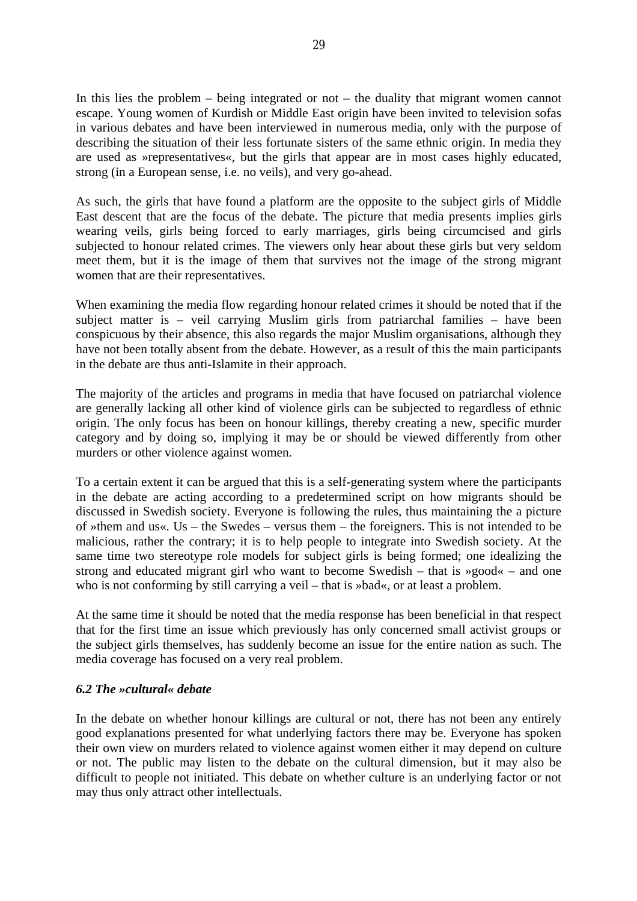In this lies the problem – being integrated or not – the duality that migrant women cannot escape. Young women of Kurdish or Middle East origin have been invited to television sofas in various debates and have been interviewed in numerous media, only with the purpose of describing the situation of their less fortunate sisters of the same ethnic origin. In media they are used as »representatives«, but the girls that appear are in most cases highly educated, strong (in a European sense, i.e. no veils), and very go-ahead.

As such, the girls that have found a platform are the opposite to the subject girls of Middle East descent that are the focus of the debate. The picture that media presents implies girls wearing veils, girls being forced to early marriages, girls being circumcised and girls subjected to honour related crimes. The viewers only hear about these girls but very seldom meet them, but it is the image of them that survives not the image of the strong migrant women that are their representatives.

When examining the media flow regarding honour related crimes it should be noted that if the subject matter is – veil carrying Muslim girls from patriarchal families – have been conspicuous by their absence, this also regards the major Muslim organisations, although they have not been totally absent from the debate. However, as a result of this the main participants in the debate are thus anti-Islamite in their approach.

The majority of the articles and programs in media that have focused on patriarchal violence are generally lacking all other kind of violence girls can be subjected to regardless of ethnic origin. The only focus has been on honour killings, thereby creating a new, specific murder category and by doing so, implying it may be or should be viewed differently from other murders or other violence against women.

To a certain extent it can be argued that this is a self-generating system where the participants in the debate are acting according to a predetermined script on how migrants should be discussed in Swedish society. Everyone is following the rules, thus maintaining the a picture of »them and us«. Us – the Swedes – versus them – the foreigners. This is not intended to be malicious, rather the contrary; it is to help people to integrate into Swedish society. At the same time two stereotype role models for subject girls is being formed; one idealizing the strong and educated migrant girl who want to become Swedish – that is »good« – and one who is not conforming by still carrying a veil – that is »bad«, or at least a problem.

At the same time it should be noted that the media response has been beneficial in that respect that for the first time an issue which previously has only concerned small activist groups or the subject girls themselves, has suddenly become an issue for the entire nation as such. The media coverage has focused on a very real problem.

### *6.2 The »cultural« debate*

In the debate on whether honour killings are cultural or not, there has not been any entirely good explanations presented for what underlying factors there may be. Everyone has spoken their own view on murders related to violence against women either it may depend on culture or not. The public may listen to the debate on the cultural dimension, but it may also be difficult to people not initiated. This debate on whether culture is an underlying factor or not may thus only attract other intellectuals.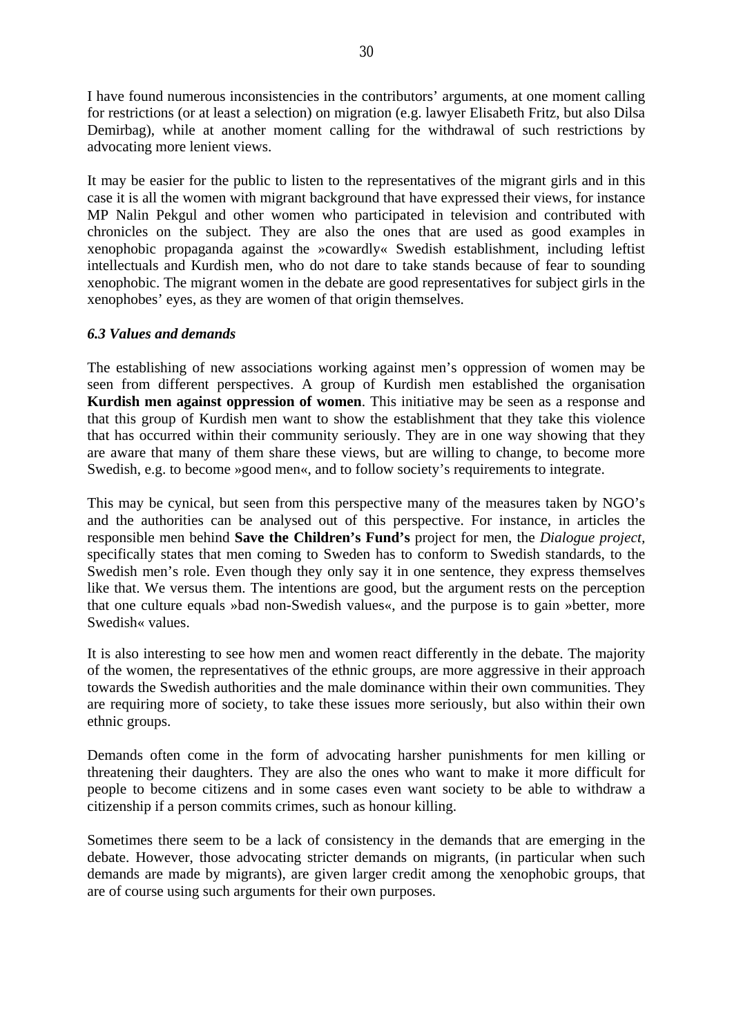I have found numerous inconsistencies in the contributors' arguments, at one moment calling for restrictions (or at least a selection) on migration (e.g. lawyer Elisabeth Fritz, but also Dilsa Demirbag), while at another moment calling for the withdrawal of such restrictions by advocating more lenient views.

It may be easier for the public to listen to the representatives of the migrant girls and in this case it is all the women with migrant background that have expressed their views, for instance MP Nalin Pekgul and other women who participated in television and contributed with chronicles on the subject. They are also the ones that are used as good examples in xenophobic propaganda against the »cowardly« Swedish establishment, including leftist intellectuals and Kurdish men, who do not dare to take stands because of fear to sounding xenophobic. The migrant women in the debate are good representatives for subject girls in the xenophobes' eyes, as they are women of that origin themselves.

### *6.3 Values and demands*

The establishing of new associations working against men's oppression of women may be seen from different perspectives. A group of Kurdish men established the organisation **Kurdish men against oppression of women**. This initiative may be seen as a response and that this group of Kurdish men want to show the establishment that they take this violence that has occurred within their community seriously. They are in one way showing that they are aware that many of them share these views, but are willing to change, to become more Swedish, e.g. to become »good men«, and to follow society's requirements to integrate.

This may be cynical, but seen from this perspective many of the measures taken by NGO's and the authorities can be analysed out of this perspective. For instance, in articles the responsible men behind **Save the Children's Fund's** project for men, the *Dialogue project*, specifically states that men coming to Sweden has to conform to Swedish standards, to the Swedish men's role. Even though they only say it in one sentence, they express themselves like that. We versus them. The intentions are good, but the argument rests on the perception that one culture equals »bad non-Swedish values«, and the purpose is to gain »better, more Swedish« values.

It is also interesting to see how men and women react differently in the debate. The majority of the women, the representatives of the ethnic groups, are more aggressive in their approach towards the Swedish authorities and the male dominance within their own communities. They are requiring more of society, to take these issues more seriously, but also within their own ethnic groups.

Demands often come in the form of advocating harsher punishments for men killing or threatening their daughters. They are also the ones who want to make it more difficult for people to become citizens and in some cases even want society to be able to withdraw a citizenship if a person commits crimes, such as honour killing.

Sometimes there seem to be a lack of consistency in the demands that are emerging in the debate. However, those advocating stricter demands on migrants, (in particular when such demands are made by migrants), are given larger credit among the xenophobic groups, that are of course using such arguments for their own purposes.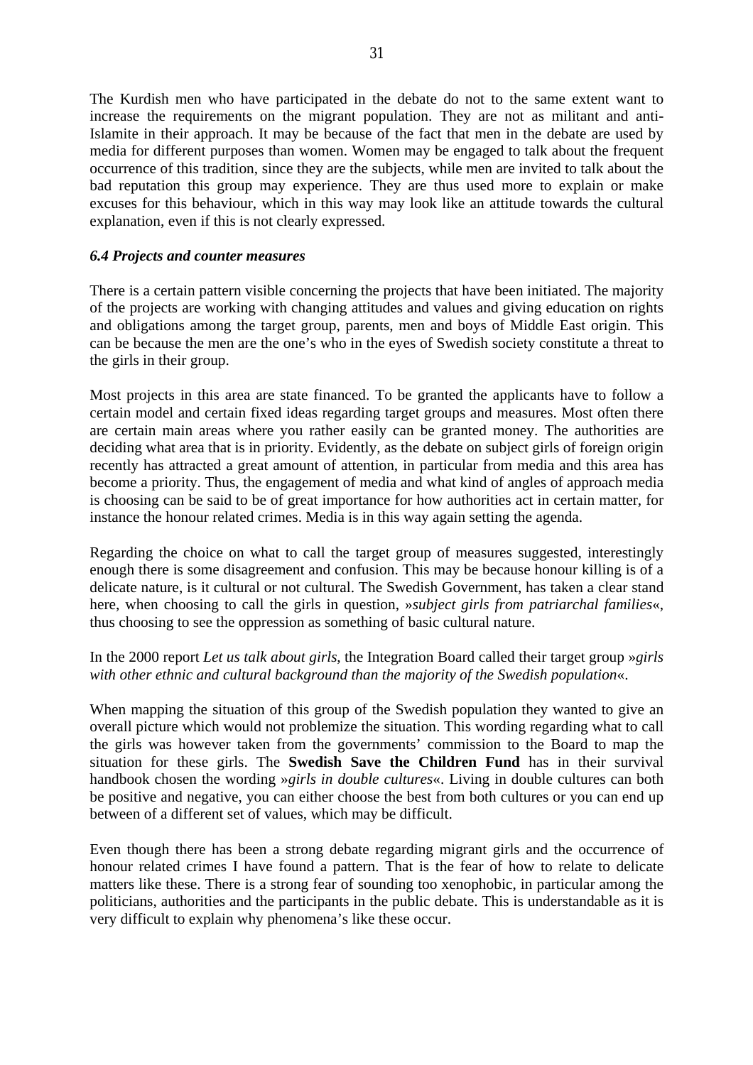The Kurdish men who have participated in the debate do not to the same extent want to increase the requirements on the migrant population. They are not as militant and anti-Islamite in their approach. It may be because of the fact that men in the debate are used by media for different purposes than women. Women may be engaged to talk about the frequent occurrence of this tradition, since they are the subjects, while men are invited to talk about the bad reputation this group may experience. They are thus used more to explain or make excuses for this behaviour, which in this way may look like an attitude towards the cultural explanation, even if this is not clearly expressed.

### *6.4 Projects and counter measures*

There is a certain pattern visible concerning the projects that have been initiated. The majority of the projects are working with changing attitudes and values and giving education on rights and obligations among the target group, parents, men and boys of Middle East origin. This can be because the men are the one's who in the eyes of Swedish society constitute a threat to the girls in their group.

Most projects in this area are state financed. To be granted the applicants have to follow a certain model and certain fixed ideas regarding target groups and measures. Most often there are certain main areas where you rather easily can be granted money. The authorities are deciding what area that is in priority. Evidently, as the debate on subject girls of foreign origin recently has attracted a great amount of attention, in particular from media and this area has become a priority. Thus, the engagement of media and what kind of angles of approach media is choosing can be said to be of great importance for how authorities act in certain matter, for instance the honour related crimes. Media is in this way again setting the agenda.

Regarding the choice on what to call the target group of measures suggested, interestingly enough there is some disagreement and confusion. This may be because honour killing is of a delicate nature, is it cultural or not cultural. The Swedish Government, has taken a clear stand here, when choosing to call the girls in question, »*subject girls from patriarchal families*«, thus choosing to see the oppression as something of basic cultural nature.

In the 2000 report *Let us talk about girls*, the Integration Board called their target group »*girls with other ethnic and cultural background than the majority of the Swedish population*«.

When mapping the situation of this group of the Swedish population they wanted to give an overall picture which would not problemize the situation. This wording regarding what to call the girls was however taken from the governments' commission to the Board to map the situation for these girls. The **Swedish Save the Children Fund** has in their survival handbook chosen the wording »*girls in double cultures*«. Living in double cultures can both be positive and negative, you can either choose the best from both cultures or you can end up between of a different set of values, which may be difficult.

Even though there has been a strong debate regarding migrant girls and the occurrence of honour related crimes I have found a pattern. That is the fear of how to relate to delicate matters like these. There is a strong fear of sounding too xenophobic, in particular among the politicians, authorities and the participants in the public debate. This is understandable as it is very difficult to explain why phenomena's like these occur.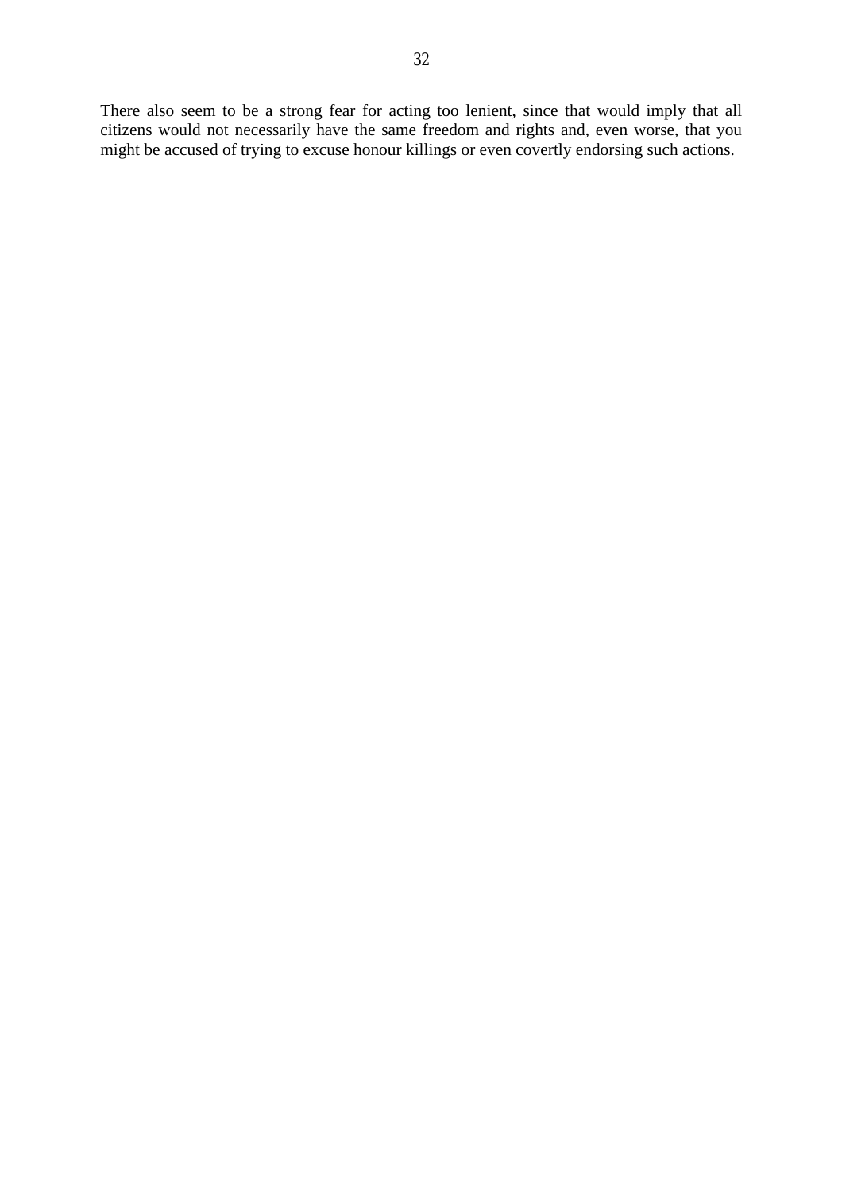There also seem to be a strong fear for acting too lenient, since that would imply that all citizens would not necessarily have the same freedom and rights and, even worse, that you might be accused of trying to excuse honour killings or even covertly endorsing such actions.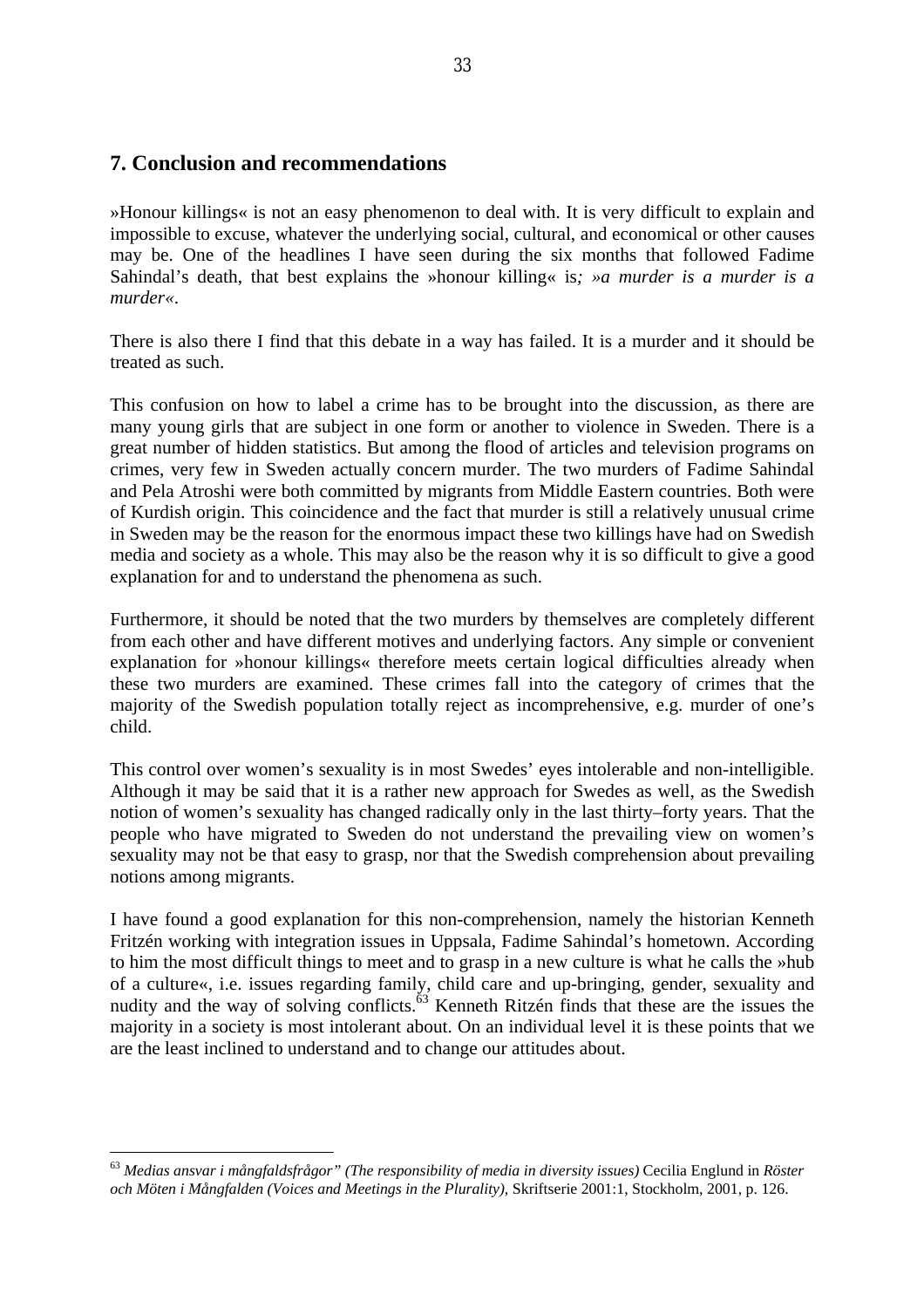## 7. Conclusion and recommendations

»Honour killings« is not an easy phenomenon to deal with. It is very difficult to explain and impossible to excuse, whatever the underlying social, cultural, and economical or other causes may be. One of the headlines I have seen during the six months that followed Fadime Sahindal's death, that best explains the »honour killing« is*; »a murder is a murder is a murder«*.

There is also there I find that this debate in a way has failed. It is a murder and it should be treated as such.

This confusion on how to label a crime has to be brought into the discussion, as there are many young girls that are subject in one form or another to violence in Sweden. There is a great number of hidden statistics. But among the flood of articles and television programs on crimes, very few in Sweden actually concern murder. The two murders of Fadime Sahindal and Pela Atroshi were both committed by migrants from Middle Eastern countries. Both were of Kurdish origin. This coincidence and the fact that murder is still a relatively unusual crime in Sweden may be the reason for the enormous impact these two killings have had on Swedish media and society as a whole. This may also be the reason why it is so difficult to give a good explanation for and to understand the phenomena as such.

Furthermore, it should be noted that the two murders by themselves are completely different from each other and have different motives and underlying factors. Any simple or convenient explanation for »honour killings« therefore meets certain logical difficulties already when these two murders are examined. These crimes fall into the category of crimes that the majority of the Swedish population totally reject as incomprehensive, e.g. murder of one's child.

This control over women's sexuality is in most Swedes' eyes intolerable and non-intelligible. Although it may be said that it is a rather new approach for Swedes as well, as the Swedish notion of women's sexuality has changed radically only in the last thirty–forty years. That the people who have migrated to Sweden do not understand the prevailing view on women's sexuality may not be that easy to grasp, nor that the Swedish comprehension about prevailing notions among migrants.

I have found a good explanation for this non-comprehension, namely the historian Kenneth Fritzén working with integration issues in Uppsala, Fadime Sahindal's hometown. According to him the most difficult things to meet and to grasp in a new culture is what he calls the »hub of a culture«, i.e. issues regarding family, child care and up-bringing, gender, sexuality and nudity and the way of solving conflicts.[63] Kenneth Ritzén finds that these are the issues the majority in a society is most intolerant about. On an individual level it is these points that we are the least inclined to understand and to change our attitudes about.

---

[63] *Medias ansvar i mångfaldsfrågor" (The responsibility of media in diversity issues)* Cecilia Englund in *Röster och Möten i Mångfalden (Voices and Meetings in the Plurality)*, Skriftserie 2001:1, Stockholm, 2001, p. 126.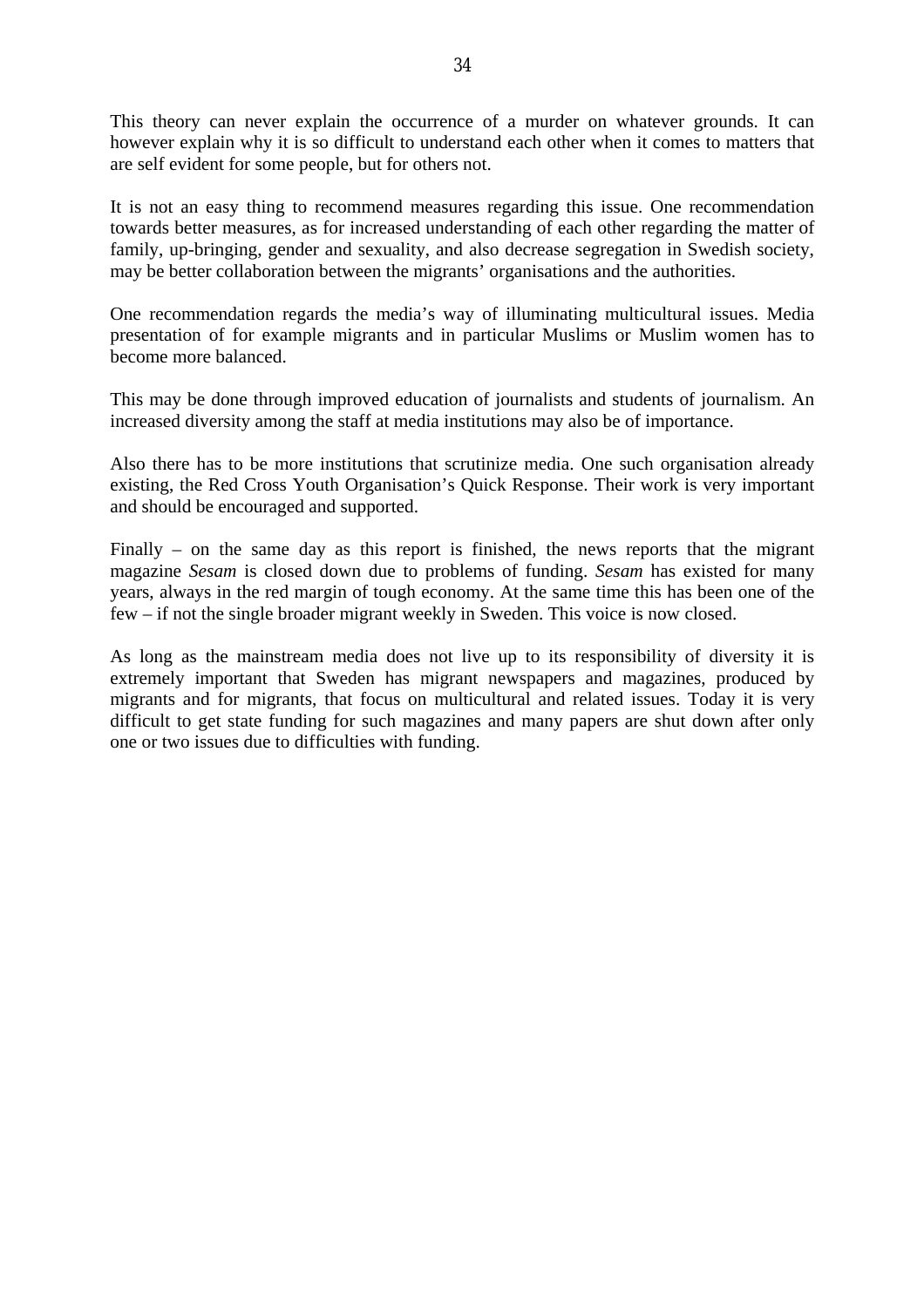This theory can never explain the occurrence of a murder on whatever grounds. It can however explain why it is so difficult to understand each other when it comes to matters that are self evident for some people, but for others not.

It is not an easy thing to recommend measures regarding this issue. One recommendation towards better measures, as for increased understanding of each other regarding the matter of family, up-bringing, gender and sexuality, and also decrease segregation in Swedish society, may be better collaboration between the migrants' organisations and the authorities.

One recommendation regards the media's way of illuminating multicultural issues. Media presentation of for example migrants and in particular Muslims or Muslim women has to become more balanced.

This may be done through improved education of journalists and students of journalism. An increased diversity among the staff at media institutions may also be of importance.

Also there has to be more institutions that scrutinize media. One such organisation already existing, the Red Cross Youth Organisation's Quick Response. Their work is very important and should be encouraged and supported.

Finally – on the same day as this report is finished, the news reports that the migrant magazine *Sesam* is closed down due to problems of funding. *Sesam* has existed for many years, always in the red margin of tough economy. At the same time this has been one of the few – if not the single broader migrant weekly in Sweden. This voice is now closed.

As long as the mainstream media does not live up to its responsibility of diversity it is extremely important that Sweden has migrant newspapers and magazines, produced by migrants and for migrants, that focus on multicultural and related issues. Today it is very difficult to get state funding for such magazines and many papers are shut down after only one or two issues due to difficulties with funding.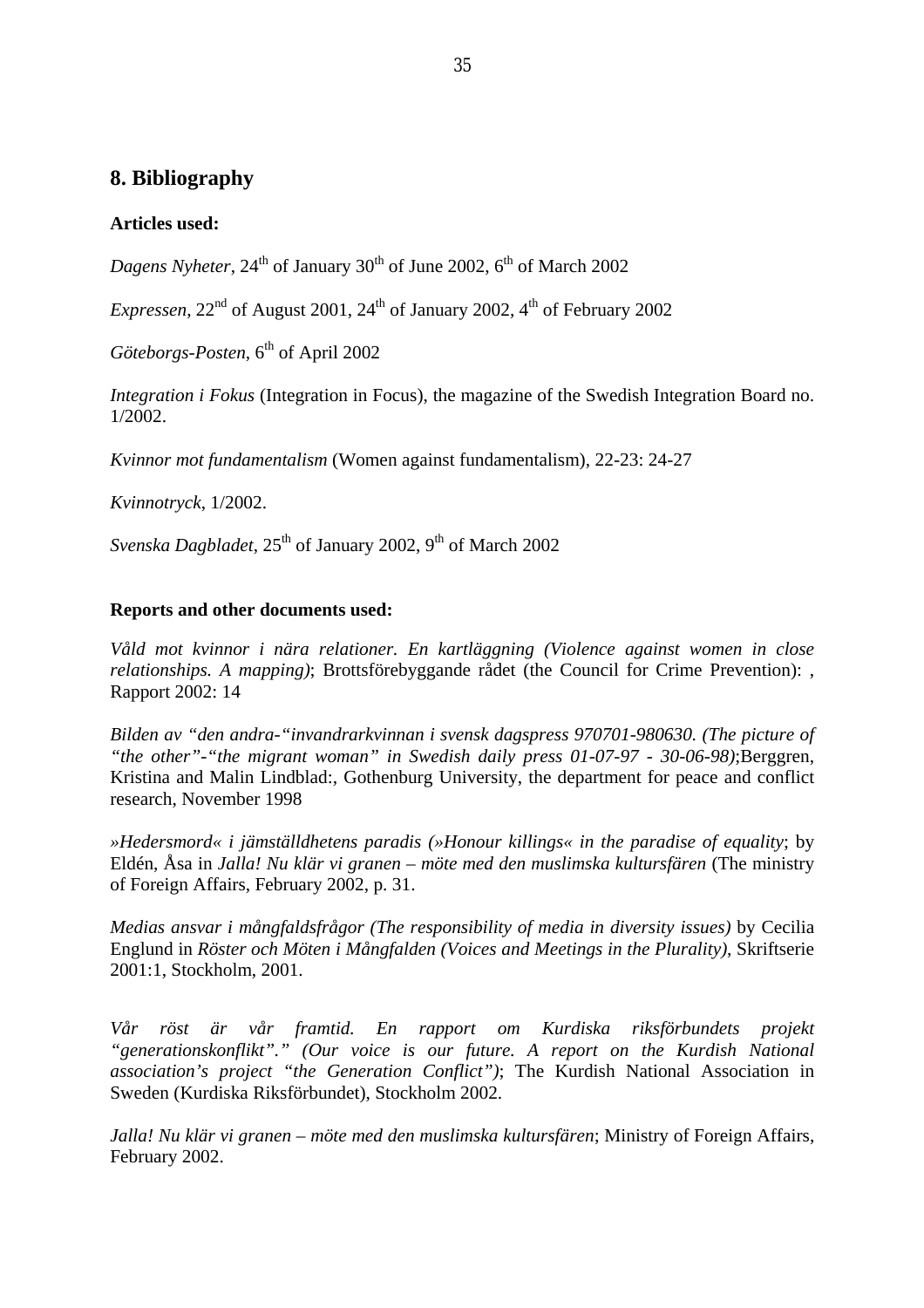## 8. Bibliography

**Articles used:**

*Dagens Nyheter*, 24th of January 30th of June 2002, 6th of March 2002

*Expressen*, 22nd of August 2001, 24th of January 2002, 4th of February 2002

*Göteborgs-Posten*, 6th of April 2002

*Integration i Fokus* (Integration in Focus), the magazine of the Swedish Integration Board no. 1/2002.

*Kvinnor mot fundamentalism* (Women against fundamentalism), 22-23: 24-27

*Kvinnotryck*, 1/2002.

*Svenska Dagbladet*, 25th of January 2002, 9th of March 2002

**Reports and other documents used:**

*Våld mot kvinnor i nära relationer. En kartläggning (Violence against women in close relationships. A mapping)*; Brottsförebyggande rådet (the Council for Crime Prevention): , Rapport 2002: 14

*Bilden av "den andra-"invandrarkvinnan i svensk dagspress 970701-980630. (The picture of "the other"-"the migrant woman" in Swedish daily press 01-07-97 - 30-06-98)*;Berggren, Kristina and Malin Lindblad:, Gothenburg University, the department for peace and conflict research, November 1998

*»Hedersmord« i jämställdhetens paradis (»Honour killings« in the paradise of equality*; by Eldén, Åsa in *Jalla! Nu klär vi granen – möte med den muslimska kultursfären* (The ministry of Foreign Affairs, February 2002, p. 31.

*Medias ansvar i mångfaldsfrågor (The responsibility of media in diversity issues)* by Cecilia Englund in *Röster och Möten i Mångfalden (Voices and Meetings in the Plurality)*, Skriftserie 2001:1, Stockholm, 2001.

*Vår röst är vår framtid. En rapport om Kurdiska riksförbundets projekt "generationskonflikt"." (Our voice is our future. A report on the Kurdish National association's project "the Generation Conflict")*; The Kurdish National Association in Sweden (Kurdiska Riksförbundet), Stockholm 2002.

*Jalla! Nu klär vi granen – möte med den muslimska kultursfären*; Ministry of Foreign Affairs, February 2002.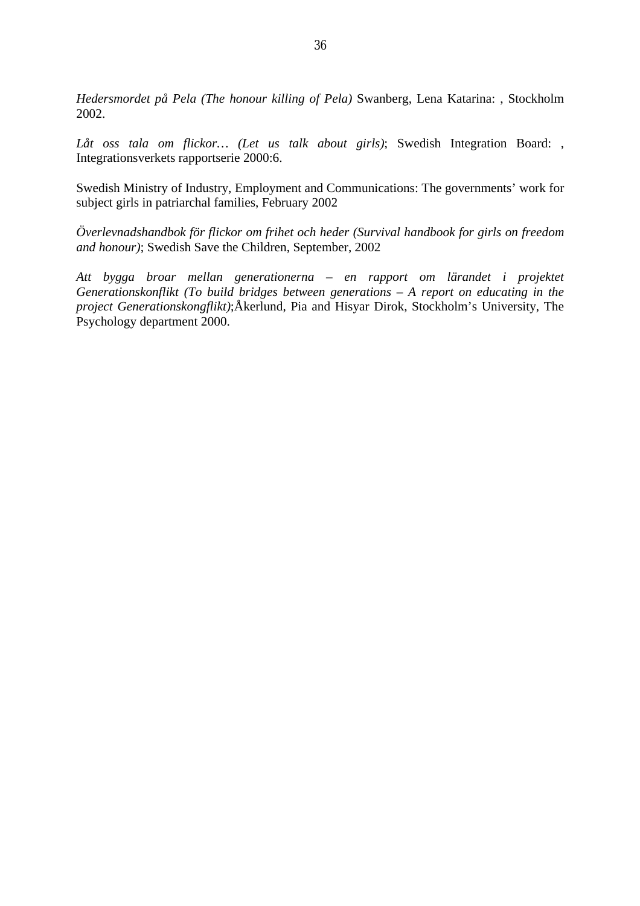*Hedersmordet på Pela (The honour killing of Pela)* Swanberg, Lena Katarina: , Stockholm 2002.

*Låt oss tala om flickor… (Let us talk about girls)*; Swedish Integration Board: , Integrationsverkets rapportserie 2000:6.

Swedish Ministry of Industry, Employment and Communications: The governments' work for subject girls in patriarchal families, February 2002

*Överlevnadshandbok för flickor om frihet och heder (Survival handbook for girls on freedom and honour)*; Swedish Save the Children, September, 2002

*Att bygga broar mellan generationerna – en rapport om lärandet i projektet Generationskonflikt (To build bridges between generations – A report on educating in the project Generationskongflikt)*;Åkerlund, Pia and Hisyar Dirok, Stockholm's University, The Psychology department 2000.